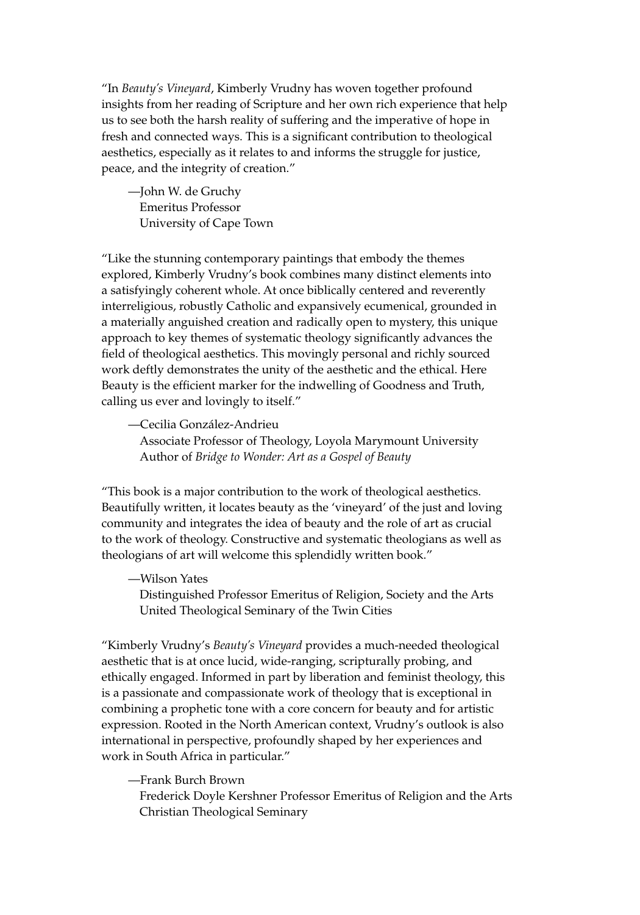"In *Beauty's Vineyard*, Kimberly Vrudny has woven together profound insights from her reading of Scripture and her own rich experience that help us to see both the harsh reality of suffering and the imperative of hope in fresh and connected ways. This is a significant contribution to theological aesthetics, especially as it relates to and informs the struggle for justice, peace, and the integrity of creation."

—John W. de Gruchy  
Emeritus Professor  
University of Cape Town

"Like the stunning contemporary paintings that embody the themes explored, Kimberly Vrudny's book combines many distinct elements into a satisfyingly coherent whole. At once biblically centered and reverently interreligious, robustly Catholic and expansively ecumenical, grounded in a materially anguished creation and radically open to mystery, this unique approach to key themes of systematic theology significantly advances the field of theological aesthetics. This movingly personal and richly sourced work deftly demonstrates the unity of the aesthetic and the ethical. Here Beauty is the efficient marker for the indwelling of Goodness and Truth, calling us ever and lovingly to itself."

—Cecilia González-Andrieu  
Associate Professor of Theology, Loyola Marymount University  
Author of *Bridge to Wonder: Art as a Gospel of Beauty*

"This book is a major contribution to the work of theological aesthetics. Beautifully written, it locates beauty as the 'vineyard' of the just and loving community and integrates the idea of beauty and the role of art as crucial to the work of theology. Constructive and systematic theologians as well as theologians of art will welcome this splendidly written book."

—Wilson Yates  
Distinguished Professor Emeritus of Religion, Society and the Arts  
United Theological Seminary of the Twin Cities

"Kimberly Vrudny's *Beauty's Vineyard* provides a much-needed theological aesthetic that is at once lucid, wide-ranging, scripturally probing, and ethically engaged. Informed in part by liberation and feminist theology, this is a passionate and compassionate work of theology that is exceptional in combining a prophetic tone with a core concern for beauty and for artistic expression. Rooted in the North American context, Vrudny's outlook is also international in perspective, profoundly shaped by her experiences and work in South Africa in particular."

—Frank Burch Brown  
Frederick Doyle Kershner Professor Emeritus of Religion and the Arts  
Christian Theological Seminary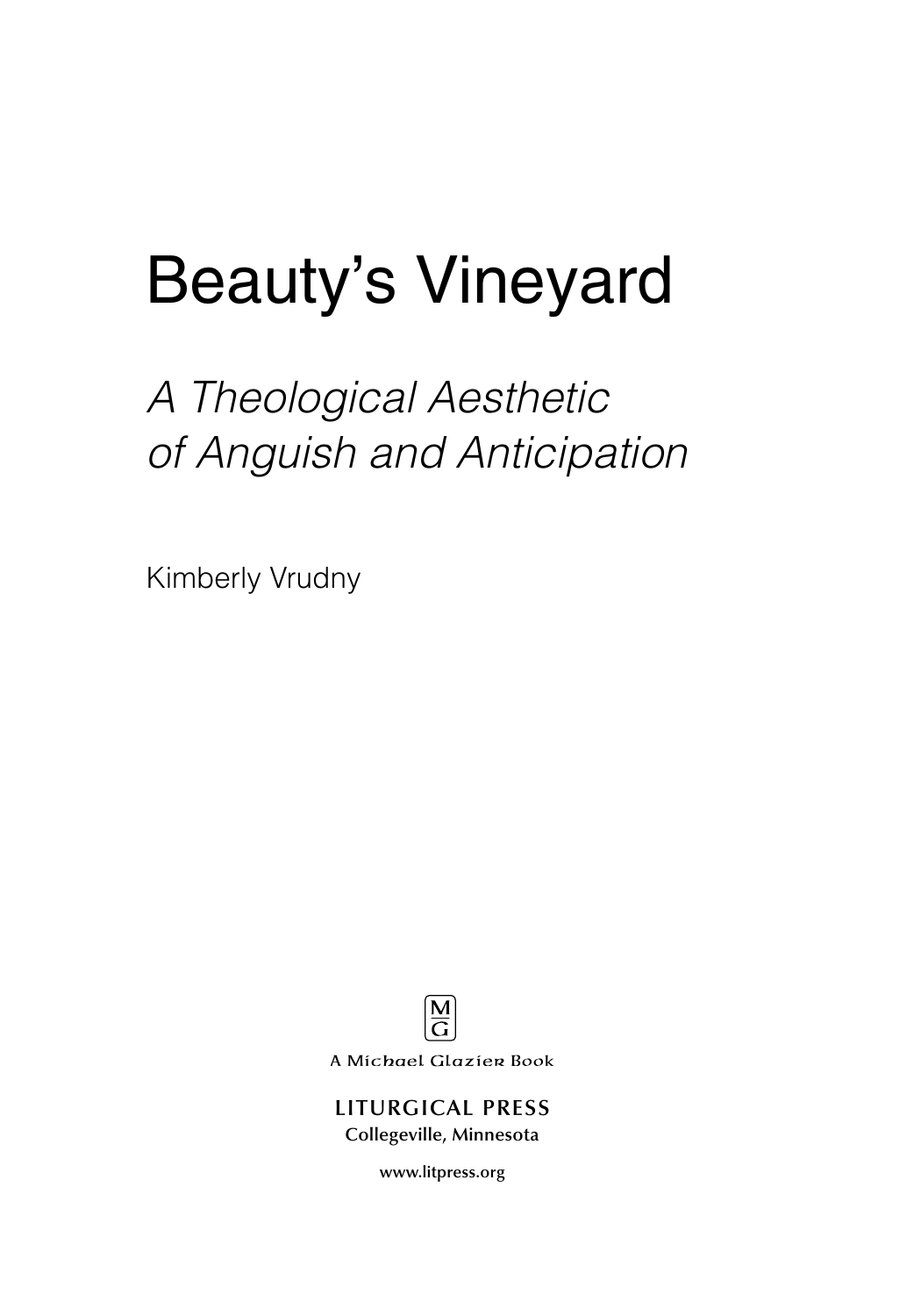# Beauty's Vineyard

## *A Theological Aesthetic of Anguish and Anticipation*

Kimberly Vrudny

M
G

A Michael Glazier Book

LITURGICAL PRESS
Collegeville, Minnesota

www.litpress.org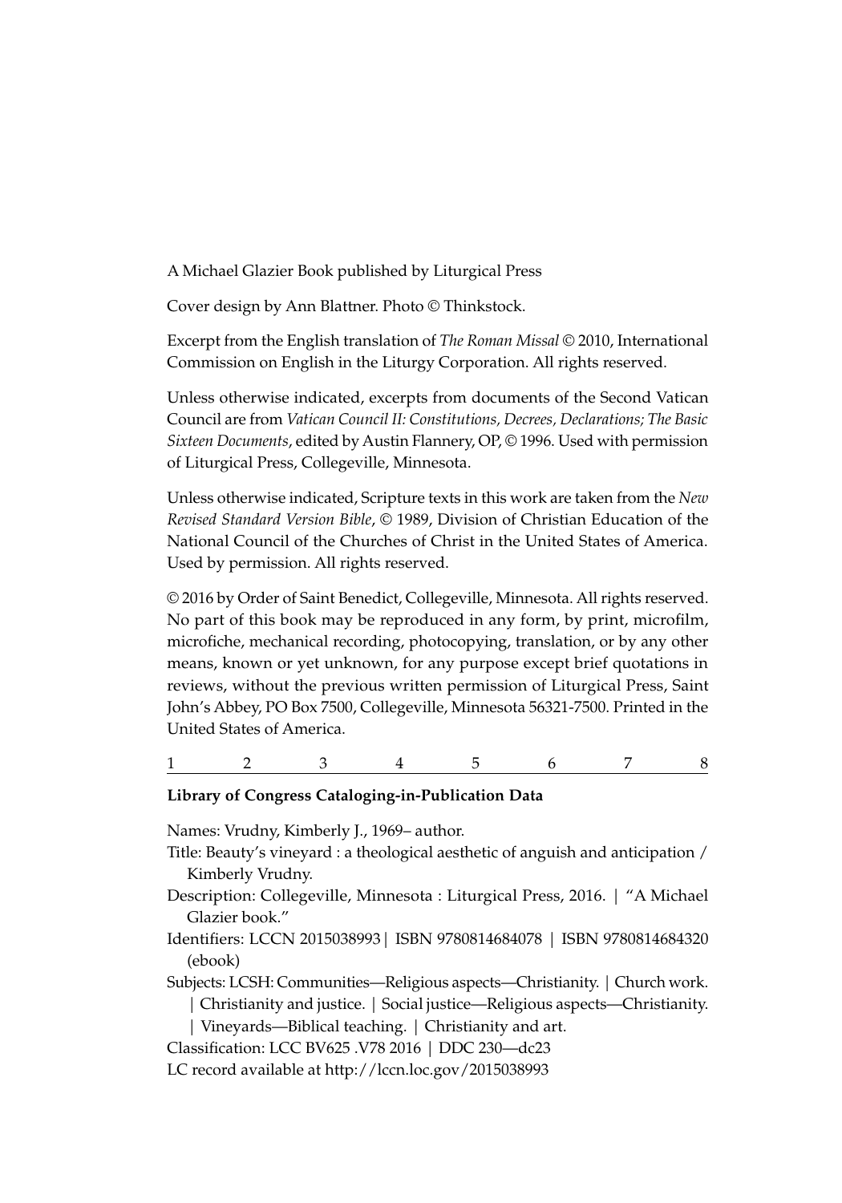A Michael Glazier Book published by Liturgical Press

Cover design by Ann Blattner. Photo © Thinkstock.

Excerpt from the English translation of *The Roman Missal* © 2010, International Commission on English in the Liturgy Corporation. All rights reserved.

Unless otherwise indicated, excerpts from documents of the Second Vatican Council are from *Vatican Council II: Constitutions, Decrees, Declarations; The Basic Sixteen Documents*, edited by Austin Flannery, OP, © 1996. Used with permission of Liturgical Press, Collegeville, Minnesota.

Unless otherwise indicated, Scripture texts in this work are taken from the *New Revised Standard Version Bible*, © 1989, Division of Christian Education of the National Council of the Churches of Christ in the United States of America. Used by permission. All rights reserved.

© 2016 by Order of Saint Benedict, Collegeville, Minnesota. All rights reserved. No part of this book may be reproduced in any form, by print, microfilm, microfiche, mechanical recording, photocopying, translation, or by any other means, known or yet unknown, for any purpose except brief quotations in reviews, without the previous written permission of Liturgical Press, Saint John's Abbey, PO Box 7500, Collegeville, Minnesota 56321-7500. Printed in the United States of America.

1 2 3 4 5 6 7 8

**Library of Congress Cataloging-in-Publication Data**

Names: Vrudny, Kimberly J., 1969– author.

Title: Beauty's vineyard : a theological aesthetic of anguish and anticipation / Kimberly Vrudny.

Description: Collegeville, Minnesota : Liturgical Press, 2016. | "A Michael Glazier book."

Identifiers: LCCN 2015038993 | ISBN 9780814684078 | ISBN 9780814684320 (ebook)

Subjects: LCSH: Communities—Religious aspects—Christianity. | Church work. | Christianity and justice. | Social justice—Religious aspects—Christianity. | Vineyards—Biblical teaching. | Christianity and art.

Classification: LCC BV625 .V78 2016 | DDC 230—dc23

LC record available at http://lccn.loc.gov/2015038993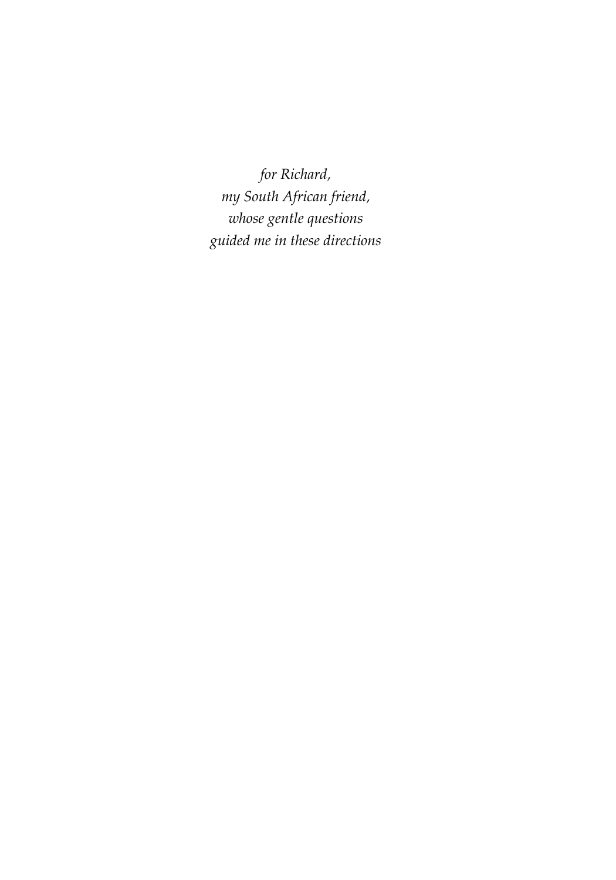*for Richard,*  
*my South African friend,*  
*whose gentle questions*  
*guided me in these directions*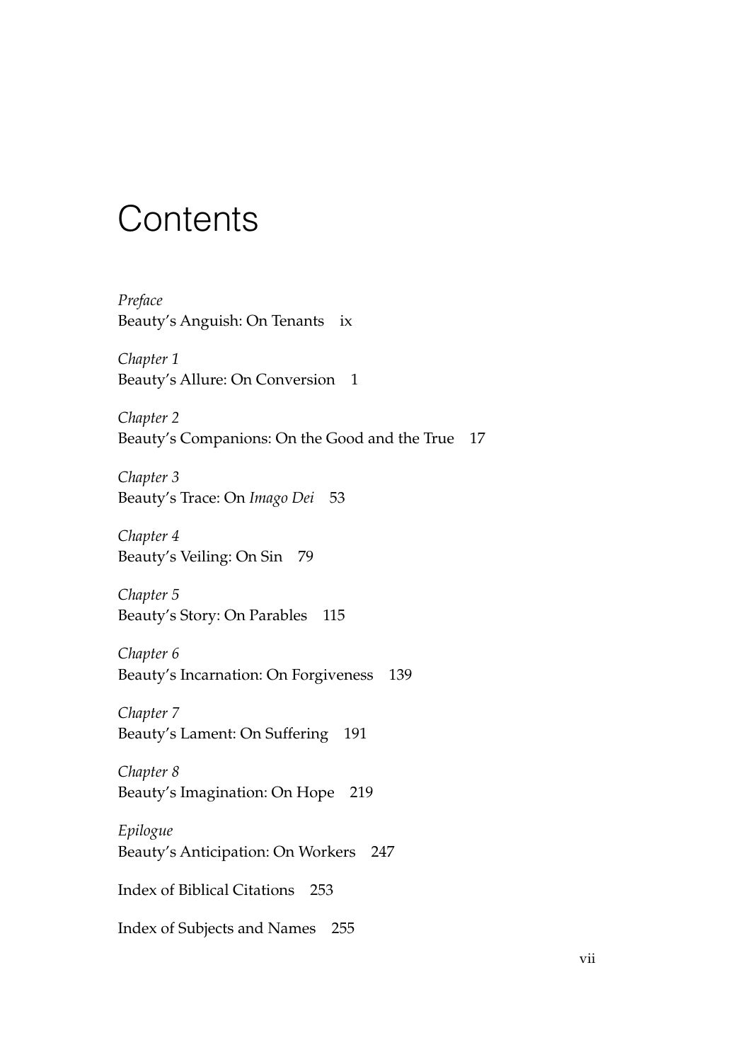# Contents

*Preface*
Beauty's Anguish: On Tenants ix

*Chapter 1*
Beauty's Allure: On Conversion 1

*Chapter 2*
Beauty's Companions: On the Good and the True 17

*Chapter 3*
Beauty's Trace: On *Imago Dei* 53

*Chapter 4*
Beauty's Veiling: On Sin 79

*Chapter 5*
Beauty's Story: On Parables 115

*Chapter 6*
Beauty's Incarnation: On Forgiveness 139

*Chapter 7*
Beauty's Lament: On Suffering 191

*Chapter 8*
Beauty's Imagination: On Hope 219

*Epilogue*
Beauty's Anticipation: On Workers 247

Index of Biblical Citations 253

Index of Subjects and Names 255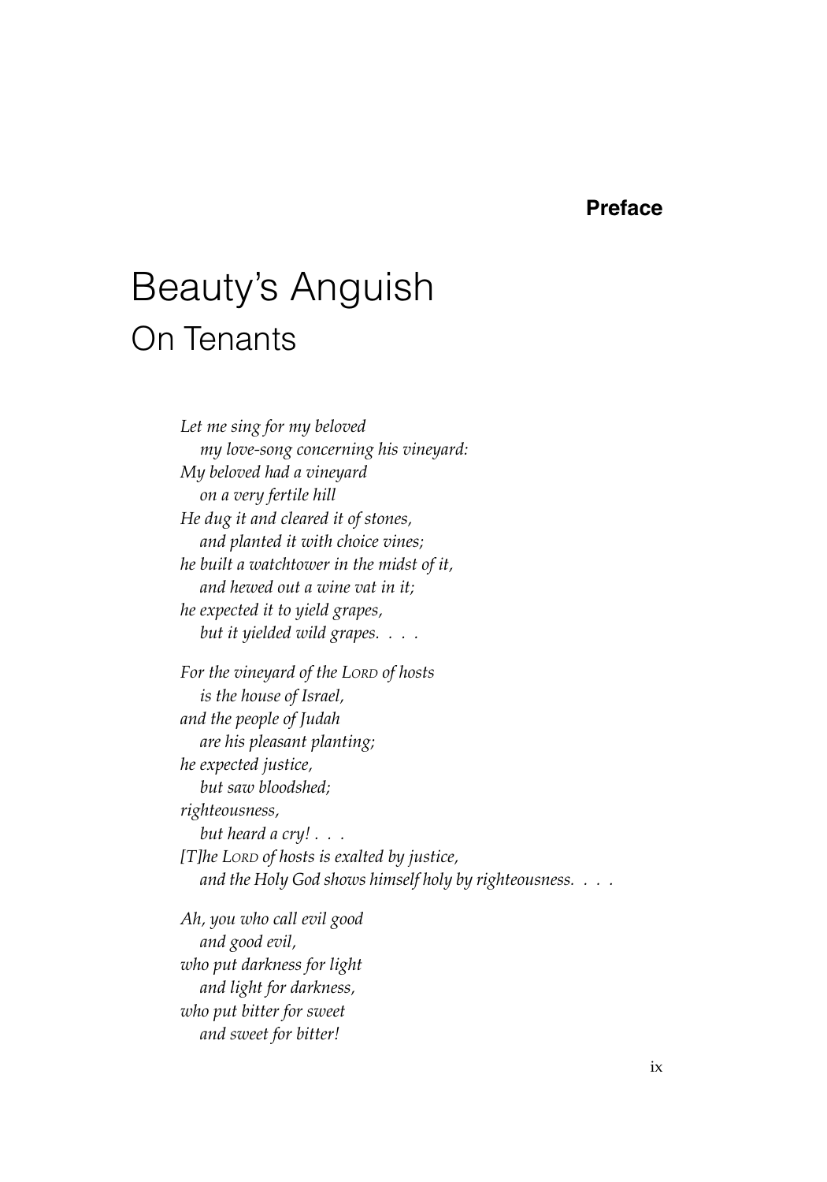**Preface**

# Beauty's Anguish

## On Tenants

*Let me sing for my beloved*
*my love-song concerning his vineyard:*
*My beloved had a vineyard*
*on a very fertile hill*
*He dug it and cleared it of stones,*
*and planted it with choice vines;*
*he built a watchtower in the midst of it,*
*and hewed out a wine vat in it;*
*he expected it to yield grapes,*
*but it yielded wild grapes. . . .*

*For the vineyard of the LORD of hosts*
*is the house of Israel,*
*and the people of Judah*
*are his pleasant planting;*
*he expected justice,*
*but saw bloodshed;*
*righteousness,*
*but heard a cry! . . .*
*[T]he LORD of hosts is exalted by justice,*
*and the Holy God shows himself holy by righteousness. . . .*

*Ah, you who call evil good*
*and good evil,*
*who put darkness for light*
*and light for darkness,*
*who put bitter for sweet*
*and sweet for bitter!*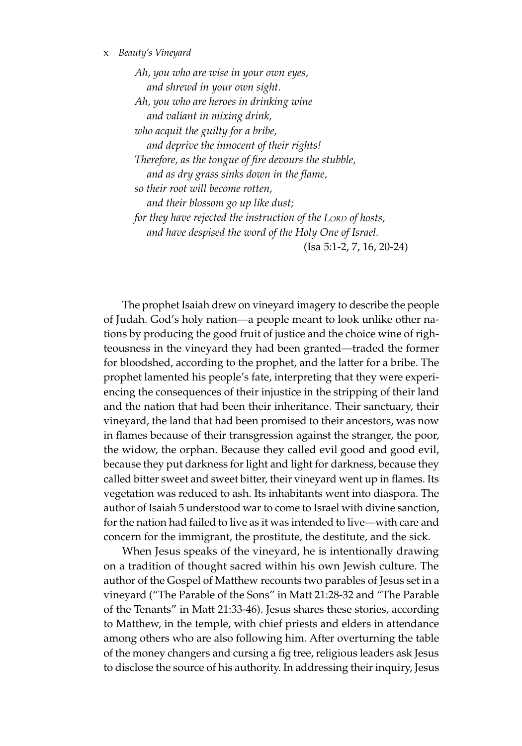*Ah, you who are wise in your own eyes,*
*and shrewd in your own sight.*
*Ah, you who are heroes in drinking wine*
*and valiant in mixing drink,*
*who acquit the guilty for a bribe,*
*and deprive the innocent of their rights!*
*Therefore, as the tongue of fire devours the stubble,*
*and as dry grass sinks down in the flame,*
*so their root will become rotten,*
*and their blossom go up like dust;*
*for they have rejected the instruction of the LORD of hosts,*
*and have despised the word of the Holy One of Israel.*

(Isa 5:1-2, 7, 16, 20-24)

The prophet Isaiah drew on vineyard imagery to describe the people of Judah. God's holy nation—a people meant to look unlike other nations by producing the good fruit of justice and the choice wine of righteousness in the vineyard they had been granted—traded the former for bloodshed, according to the prophet, and the latter for a bribe. The prophet lamented his people's fate, interpreting that they were experiencing the consequences of their injustice in the stripping of their land and the nation that had been their inheritance. Their sanctuary, their vineyard, the land that had been promised to their ancestors, was now in flames because of their transgression against the stranger, the poor, the widow, the orphan. Because they called evil good and good evil, because they put darkness for light and light for darkness, because they called bitter sweet and sweet bitter, their vineyard went up in flames. Its vegetation was reduced to ash. Its inhabitants went into diaspora. The author of Isaiah 5 understood war to come to Israel with divine sanction, for the nation had failed to live as it was intended to live—with care and concern for the immigrant, the prostitute, the destitute, and the sick.

When Jesus speaks of the vineyard, he is intentionally drawing on a tradition of thought sacred within his own Jewish culture. The author of the Gospel of Matthew recounts two parables of Jesus set in a vineyard ("The Parable of the Sons" in Matt 21:28-32 and "The Parable of the Tenants" in Matt 21:33-46). Jesus shares these stories, according to Matthew, in the temple, with chief priests and elders in attendance among others who are also following him. After overturning the table of the money changers and cursing a fig tree, religious leaders ask Jesus to disclose the source of his authority. In addressing their inquiry, Jesus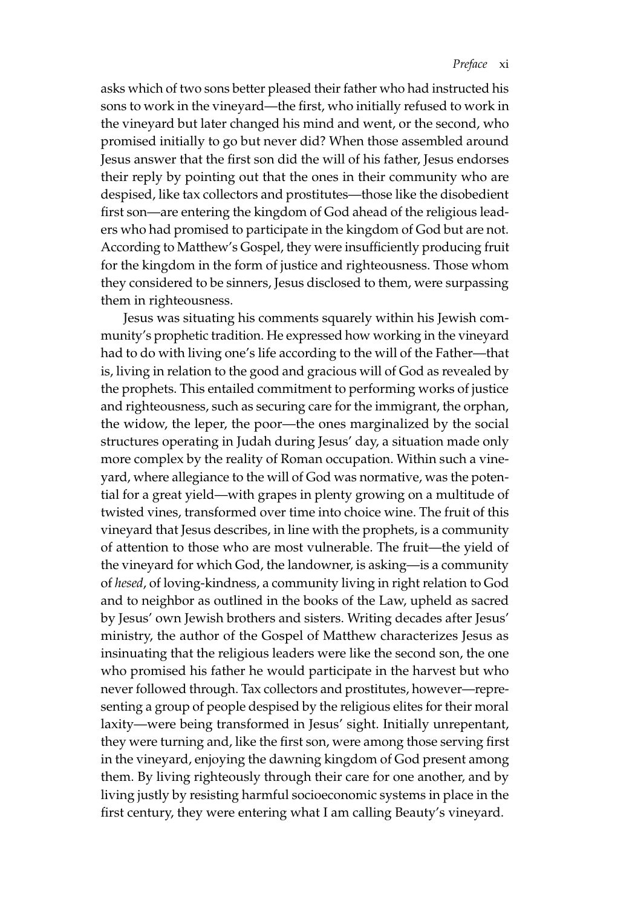asks which of two sons better pleased their father who had instructed his sons to work in the vineyard—the first, who initially refused to work in the vineyard but later changed his mind and went, or the second, who promised initially to go but never did? When those assembled around Jesus answer that the first son did the will of his father, Jesus endorses their reply by pointing out that the ones in their community who are despised, like tax collectors and prostitutes—those like the disobedient first son—are entering the kingdom of God ahead of the religious leaders who had promised to participate in the kingdom of God but are not. According to Matthew's Gospel, they were insufficiently producing fruit for the kingdom in the form of justice and righteousness. Those whom they considered to be sinners, Jesus disclosed to them, were surpassing them in righteousness.

Jesus was situating his comments squarely within his Jewish community's prophetic tradition. He expressed how working in the vineyard had to do with living one's life according to the will of the Father—that is, living in relation to the good and gracious will of God as revealed by the prophets. This entailed commitment to performing works of justice and righteousness, such as securing care for the immigrant, the orphan, the widow, the leper, the poor—the ones marginalized by the social structures operating in Judah during Jesus' day, a situation made only more complex by the reality of Roman occupation. Within such a vineyard, where allegiance to the will of God was normative, was the potential for a great yield—with grapes in plenty growing on a multitude of twisted vines, transformed over time into choice wine. The fruit of this vineyard that Jesus describes, in line with the prophets, is a community of attention to those who are most vulnerable. The fruit—the yield of the vineyard for which God, the landowner, is asking—is a community of *hesed*, of loving-kindness, a community living in right relation to God and to neighbor as outlined in the books of the Law, upheld as sacred by Jesus' own Jewish brothers and sisters. Writing decades after Jesus' ministry, the author of the Gospel of Matthew characterizes Jesus as insinuating that the religious leaders were like the second son, the one who promised his father he would participate in the harvest but who never followed through. Tax collectors and prostitutes, however—representing a group of people despised by the religious elites for their moral laxity—were being transformed in Jesus' sight. Initially unrepentant, they were turning and, like the first son, were among those serving first in the vineyard, enjoying the dawning kingdom of God present among them. By living righteously through their care for one another, and by living justly by resisting harmful socioeconomic systems in place in the first century, they were entering what I am calling Beauty's vineyard.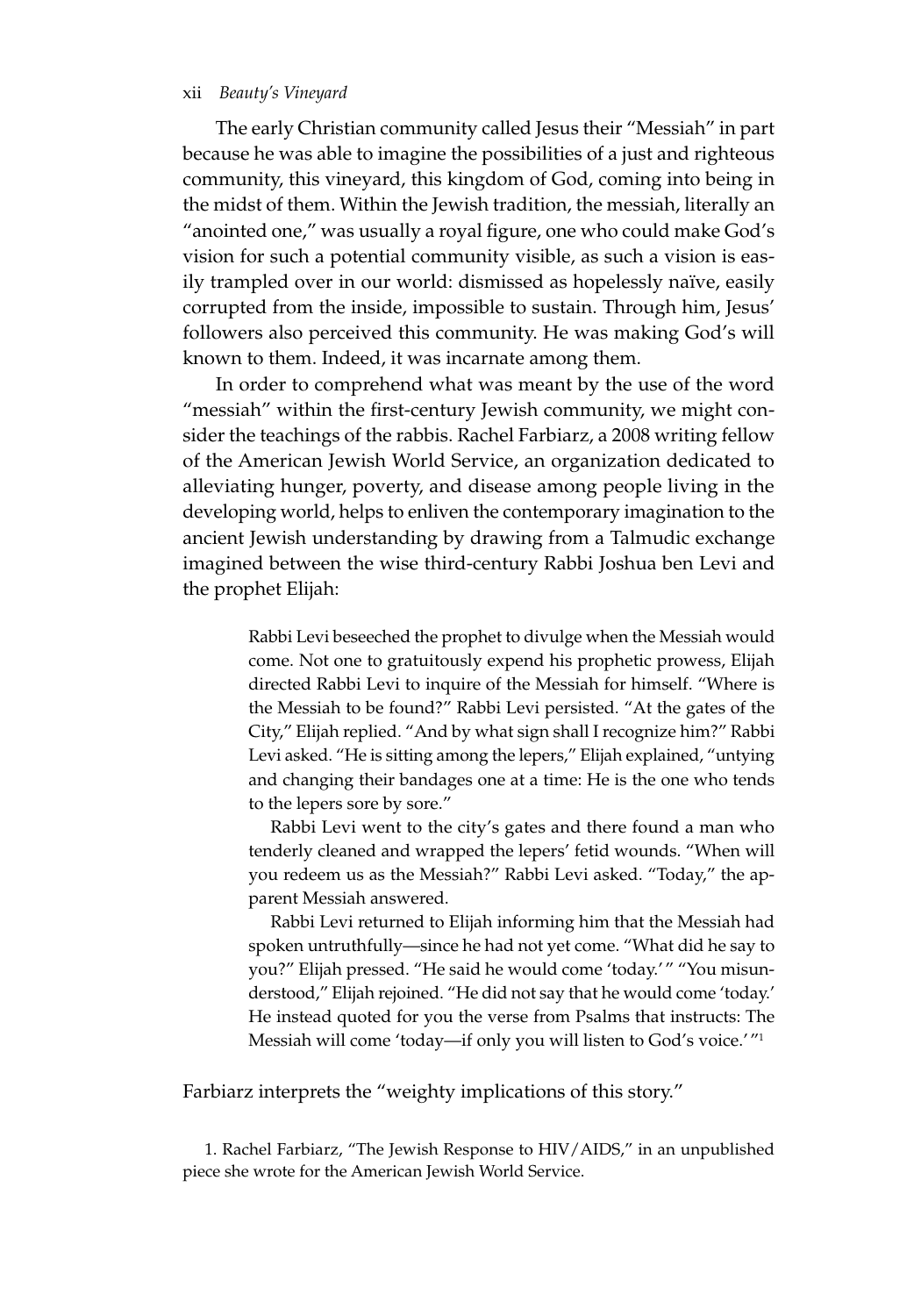The early Christian community called Jesus their "Messiah" in part because he was able to imagine the possibilities of a just and righteous community, this vineyard, this kingdom of God, coming into being in the midst of them. Within the Jewish tradition, the messiah, literally an "anointed one," was usually a royal figure, one who could make God's vision for such a potential community visible, as such a vision is easily trampled over in our world: dismissed as hopelessly naïve, easily corrupted from the inside, impossible to sustain. Through him, Jesus' followers also perceived this community. He was making God's will known to them. Indeed, it was incarnate among them.

In order to comprehend what was meant by the use of the word "messiah" within the first-century Jewish community, we might consider the teachings of the rabbis. Rachel Farbiarz, a 2008 writing fellow of the American Jewish World Service, an organization dedicated to alleviating hunger, poverty, and disease among people living in the developing world, helps to enliven the contemporary imagination to the ancient Jewish understanding by drawing from a Talmudic exchange imagined between the wise third-century Rabbi Joshua ben Levi and the prophet Elijah:

> Rabbi Levi beseeched the prophet to divulge when the Messiah would come. Not one to gratuitously expend his prophetic prowess, Elijah directed Rabbi Levi to inquire of the Messiah for himself. "Where is the Messiah to be found?" Rabbi Levi persisted. "At the gates of the City," Elijah replied. "And by what sign shall I recognize him?" Rabbi Levi asked. "He is sitting among the lepers," Elijah explained, "untying and changing their bandages one at a time: He is the one who tends to the lepers sore by sore."
>
> Rabbi Levi went to the city's gates and there found a man who tenderly cleaned and wrapped the lepers' fetid wounds. "When will you redeem us as the Messiah?" Rabbi Levi asked. "Today," the apparent Messiah answered.
>
> Rabbi Levi returned to Elijah informing him that the Messiah had spoken untruthfully—since he had not yet come. "What did he say to you?" Elijah pressed. "He said he would come 'today.'" "You misunderstood," Elijah rejoined. "He did not say that he would come 'today.' He instead quoted for you the verse from Psalms that instructs: The Messiah will come 'today—if only you will listen to God's voice.'"[1]

Farbiarz interprets the "weighty implications of this story."

1. Rachel Farbiarz, "The Jewish Response to HIV/AIDS," in an unpublished piece she wrote for the American Jewish World Service.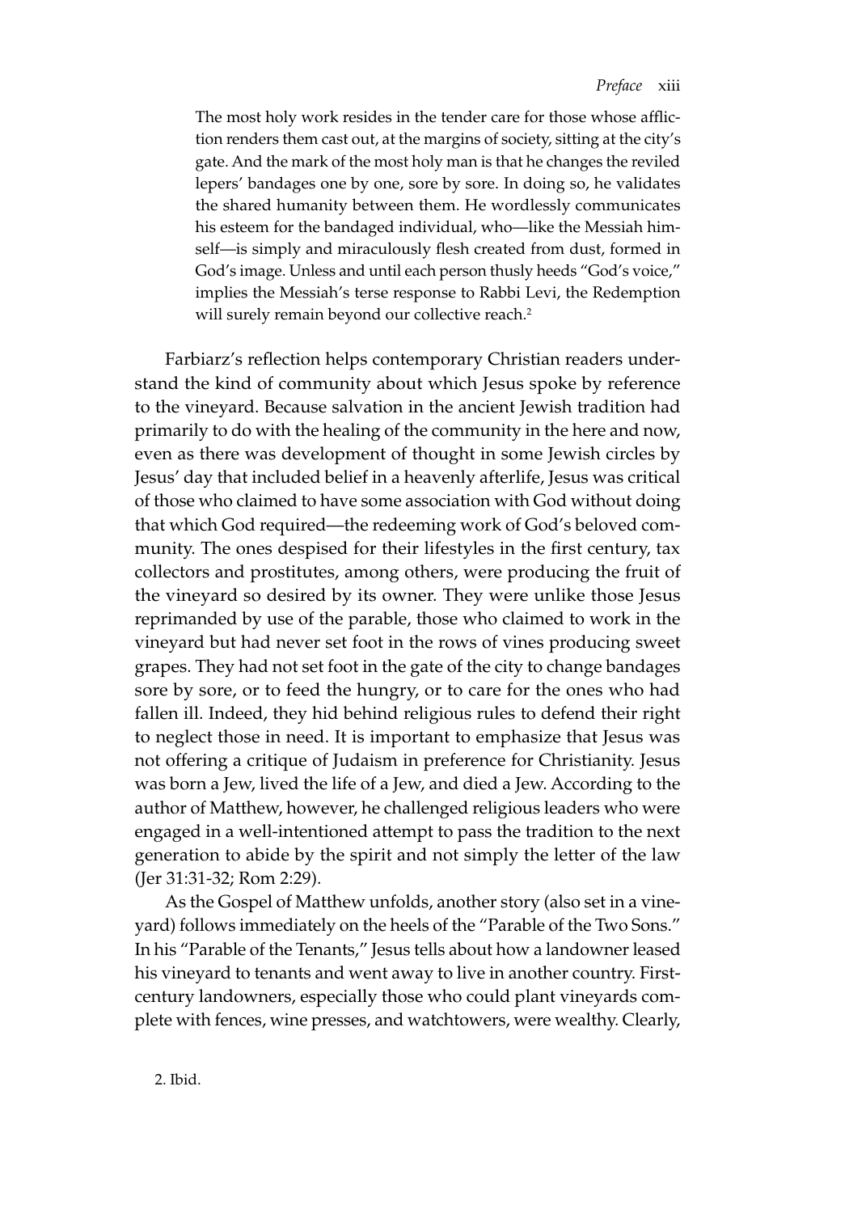> The most holy work resides in the tender care for those whose affliction renders them cast out, at the margins of society, sitting at the city's gate. And the mark of the most holy man is that he changes the reviled lepers' bandages one by one, sore by sore. In doing so, he validates the shared humanity between them. He wordlessly communicates his esteem for the bandaged individual, who—like the Messiah himself—is simply and miraculously flesh created from dust, formed in God's image. Unless and until each person thusly heeds "God's voice," implies the Messiah's terse response to Rabbi Levi, the Redemption will surely remain beyond our collective reach.[2]

Farbiarz's reflection helps contemporary Christian readers understand the kind of community about which Jesus spoke by reference to the vineyard. Because salvation in the ancient Jewish tradition had primarily to do with the healing of the community in the here and now, even as there was development of thought in some Jewish circles by Jesus' day that included belief in a heavenly afterlife, Jesus was critical of those who claimed to have some association with God without doing that which God required—the redeeming work of God's beloved community. The ones despised for their lifestyles in the first century, tax collectors and prostitutes, among others, were producing the fruit of the vineyard so desired by its owner. They were unlike those Jesus reprimanded by use of the parable, those who claimed to work in the vineyard but had never set foot in the rows of vines producing sweet grapes. They had not set foot in the gate of the city to change bandages sore by sore, or to feed the hungry, or to care for the ones who had fallen ill. Indeed, they hid behind religious rules to defend their right to neglect those in need. It is important to emphasize that Jesus was not offering a critique of Judaism in preference for Christianity. Jesus was born a Jew, lived the life of a Jew, and died a Jew. According to the author of Matthew, however, he challenged religious leaders who were engaged in a well-intentioned attempt to pass the tradition to the next generation to abide by the spirit and not simply the letter of the law (Jer 31:31-32; Rom 2:29).

As the Gospel of Matthew unfolds, another story (also set in a vineyard) follows immediately on the heels of the "Parable of the Two Sons." In his "Parable of the Tenants," Jesus tells about how a landowner leased his vineyard to tenants and went away to live in another country. First-century landowners, especially those who could plant vineyards complete with fences, wine presses, and watchtowers, were wealthy. Clearly,

2. Ibid.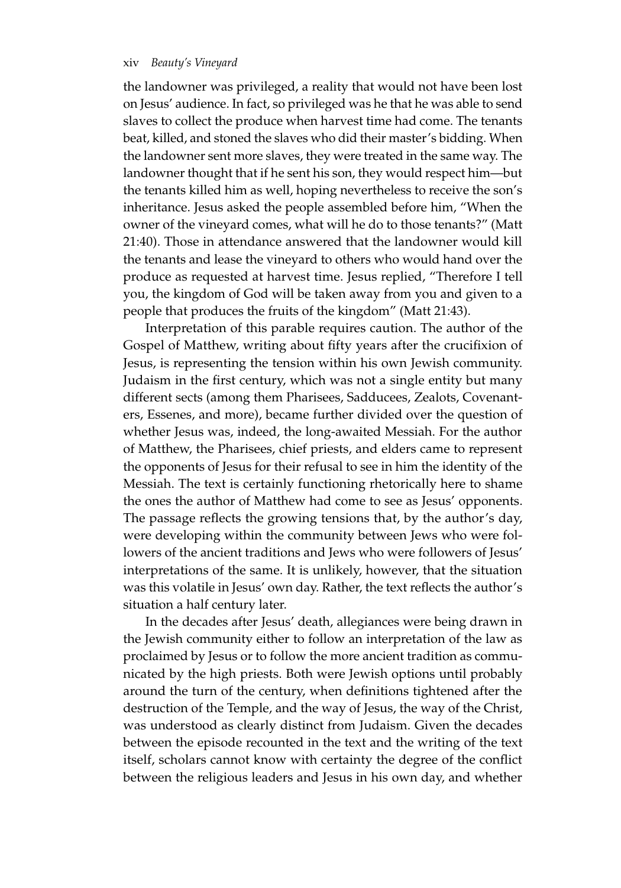the landowner was privileged, a reality that would not have been lost on Jesus' audience. In fact, so privileged was he that he was able to send slaves to collect the produce when harvest time had come. The tenants beat, killed, and stoned the slaves who did their master's bidding. When the landowner sent more slaves, they were treated in the same way. The landowner thought that if he sent his son, they would respect him—but the tenants killed him as well, hoping nevertheless to receive the son's inheritance. Jesus asked the people assembled before him, "When the owner of the vineyard comes, what will he do to those tenants?" (Matt 21:40). Those in attendance answered that the landowner would kill the tenants and lease the vineyard to others who would hand over the produce as requested at harvest time. Jesus replied, "Therefore I tell you, the kingdom of God will be taken away from you and given to a people that produces the fruits of the kingdom" (Matt 21:43).

Interpretation of this parable requires caution. The author of the Gospel of Matthew, writing about fifty years after the crucifixion of Jesus, is representing the tension within his own Jewish community. Judaism in the first century, which was not a single entity but many different sects (among them Pharisees, Sadducees, Zealots, Covenanters, Essenes, and more), became further divided over the question of whether Jesus was, indeed, the long-awaited Messiah. For the author of Matthew, the Pharisees, chief priests, and elders came to represent the opponents of Jesus for their refusal to see in him the identity of the Messiah. The text is certainly functioning rhetorically here to shame the ones the author of Matthew had come to see as Jesus' opponents. The passage reflects the growing tensions that, by the author's day, were developing within the community between Jews who were followers of the ancient traditions and Jews who were followers of Jesus' interpretations of the same. It is unlikely, however, that the situation was this volatile in Jesus' own day. Rather, the text reflects the author's situation a half century later.

In the decades after Jesus' death, allegiances were being drawn in the Jewish community either to follow an interpretation of the law as proclaimed by Jesus or to follow the more ancient tradition as communicated by the high priests. Both were Jewish options until probably around the turn of the century, when definitions tightened after the destruction of the Temple, and the way of Jesus, the way of the Christ, was understood as clearly distinct from Judaism. Given the decades between the episode recounted in the text and the writing of the text itself, scholars cannot know with certainty the degree of the conflict between the religious leaders and Jesus in his own day, and whether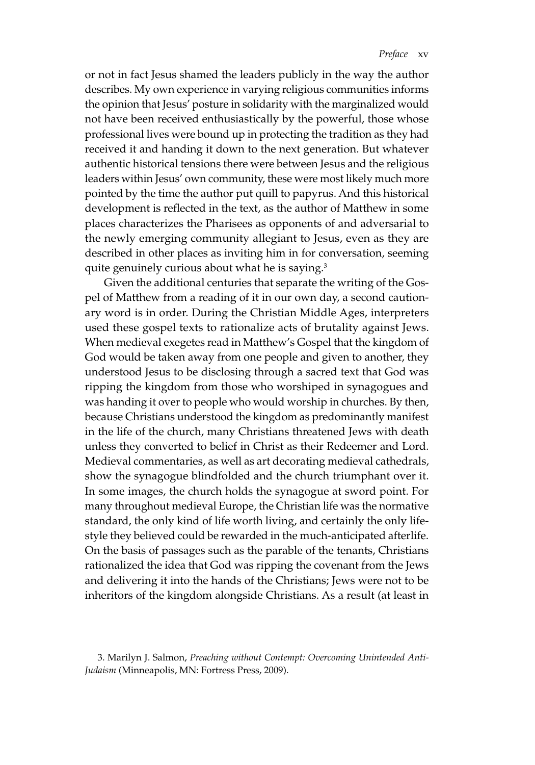or not in fact Jesus shamed the leaders publicly in the way the author describes. My own experience in varying religious communities informs the opinion that Jesus' posture in solidarity with the marginalized would not have been received enthusiastically by the powerful, those whose professional lives were bound up in protecting the tradition as they had received it and handing it down to the next generation. But whatever authentic historical tensions there were between Jesus and the religious leaders within Jesus' own community, these were most likely much more pointed by the time the author put quill to papyrus. And this historical development is reflected in the text, as the author of Matthew in some places characterizes the Pharisees as opponents of and adversarial to the newly emerging community allegiant to Jesus, even as they are described in other places as inviting him in for conversation, seeming quite genuinely curious about what he is saying.[3]

Given the additional centuries that separate the writing of the Gospel of Matthew from a reading of it in our own day, a second cautionary word is in order. During the Christian Middle Ages, interpreters used these gospel texts to rationalize acts of brutality against Jews. When medieval exegetes read in Matthew's Gospel that the kingdom of God would be taken away from one people and given to another, they understood Jesus to be disclosing through a sacred text that God was ripping the kingdom from those who worshiped in synagogues and was handing it over to people who would worship in churches. By then, because Christians understood the kingdom as predominantly manifest in the life of the church, many Christians threatened Jews with death unless they converted to belief in Christ as their Redeemer and Lord. Medieval commentaries, as well as art decorating medieval cathedrals, show the synagogue blindfolded and the church triumphant over it. In some images, the church holds the synagogue at sword point. For many throughout medieval Europe, the Christian life was the normative standard, the only kind of life worth living, and certainly the only lifestyle they believed could be rewarded in the much-anticipated afterlife. On the basis of passages such as the parable of the tenants, Christians rationalized the idea that God was ripping the covenant from the Jews and delivering it into the hands of the Christians; Jews were not to be inheritors of the kingdom alongside Christians. As a result (at least in

3. Marilyn J. Salmon, *Preaching without Contempt: Overcoming Unintended Anti-Judaism* (Minneapolis, MN: Fortress Press, 2009).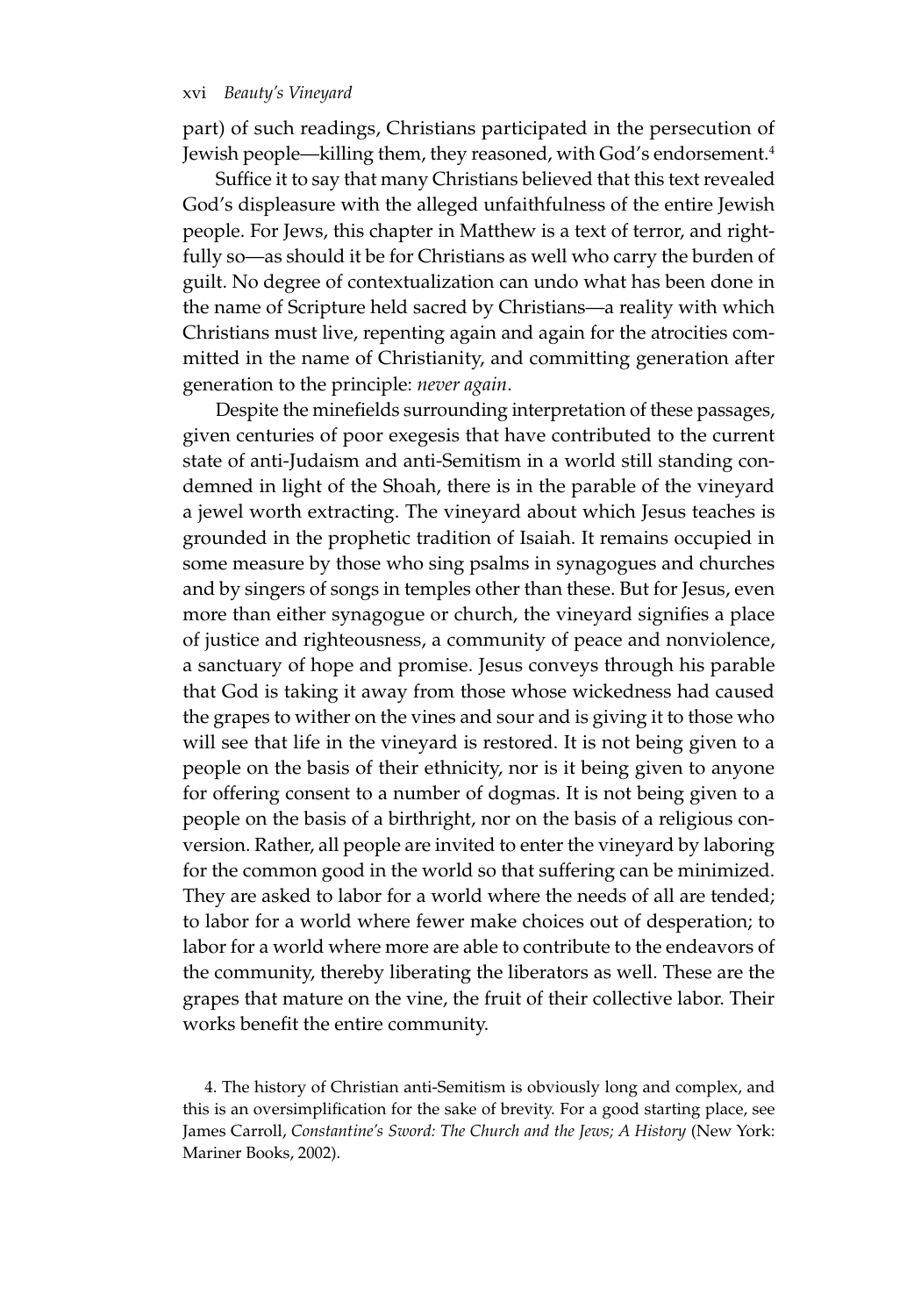part) of such readings, Christians participated in the persecution of Jewish people—killing them, they reasoned, with God's endorsement.[4]

Suffice it to say that many Christians believed that this text revealed God's displeasure with the alleged unfaithfulness of the entire Jewish people. For Jews, this chapter in Matthew is a text of terror, and rightfully so—as should it be for Christians as well who carry the burden of guilt. No degree of contextualization can undo what has been done in the name of Scripture held sacred by Christians—a reality with which Christians must live, repenting again and again for the atrocities committed in the name of Christianity, and committing generation after generation to the principle: *never again*.

Despite the minefields surrounding interpretation of these passages, given centuries of poor exegesis that have contributed to the current state of anti-Judaism and anti-Semitism in a world still standing condemned in light of the Shoah, there is in the parable of the vineyard a jewel worth extracting. The vineyard about which Jesus teaches is grounded in the prophetic tradition of Isaiah. It remains occupied in some measure by those who sing psalms in synagogues and churches and by singers of songs in temples other than these. But for Jesus, even more than either synagogue or church, the vineyard signifies a place of justice and righteousness, a community of peace and nonviolence, a sanctuary of hope and promise. Jesus conveys through his parable that God is taking it away from those whose wickedness had caused the grapes to wither on the vines and sour and is giving it to those who will see that life in the vineyard is restored. It is not being given to a people on the basis of their ethnicity, nor is it being given to anyone for offering consent to a number of dogmas. It is not being given to a people on the basis of a birthright, nor on the basis of a religious conversion. Rather, all people are invited to enter the vineyard by laboring for the common good in the world so that suffering can be minimized. They are asked to labor for a world where the needs of all are tended; to labor for a world where fewer make choices out of desperation; to labor for a world where more are able to contribute to the endeavors of the community, thereby liberating the liberators as well. These are the grapes that mature on the vine, the fruit of their collective labor. Their works benefit the entire community.

4. The history of Christian anti-Semitism is obviously long and complex, and this is an oversimplification for the sake of brevity. For a good starting place, see James Carroll, *Constantine's Sword: The Church and the Jews; A History* (New York: Mariner Books, 2002).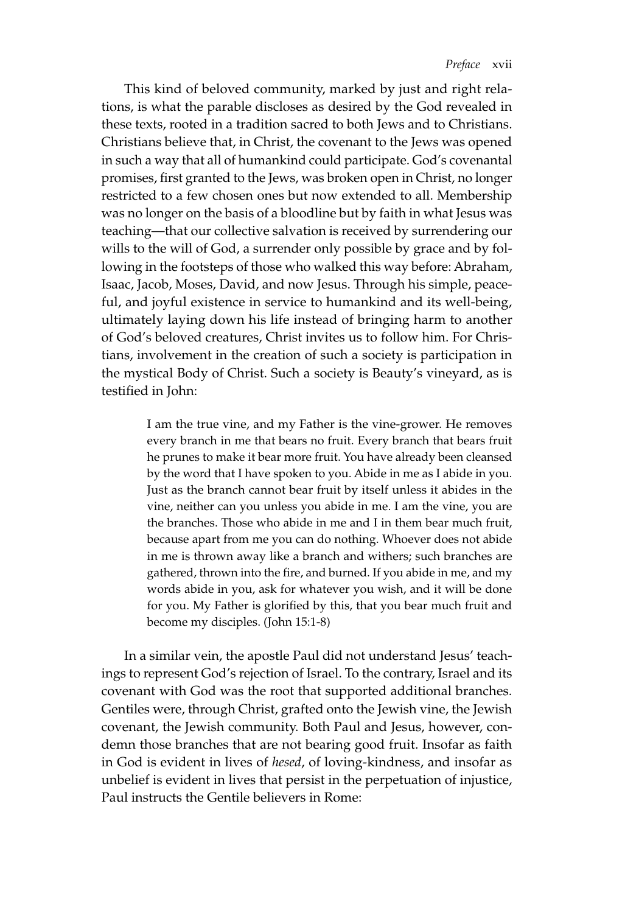This kind of beloved community, marked by just and right relations, is what the parable discloses as desired by the God revealed in these texts, rooted in a tradition sacred to both Jews and to Christians. Christians believe that, in Christ, the covenant to the Jews was opened in such a way that all of humankind could participate. God's covenantal promises, first granted to the Jews, was broken open in Christ, no longer restricted to a few chosen ones but now extended to all. Membership was no longer on the basis of a bloodline but by faith in what Jesus was teaching—that our collective salvation is received by surrendering our wills to the will of God, a surrender only possible by grace and by following in the footsteps of those who walked this way before: Abraham, Isaac, Jacob, Moses, David, and now Jesus. Through his simple, peaceful, and joyful existence in service to humankind and its well-being, ultimately laying down his life instead of bringing harm to another of God's beloved creatures, Christ invites us to follow him. For Christians, involvement in the creation of such a society is participation in the mystical Body of Christ. Such a society is Beauty's vineyard, as is testified in John:

> I am the true vine, and my Father is the vine-grower. He removes every branch in me that bears no fruit. Every branch that bears fruit he prunes to make it bear more fruit. You have already been cleansed by the word that I have spoken to you. Abide in me as I abide in you. Just as the branch cannot bear fruit by itself unless it abides in the vine, neither can you unless you abide in me. I am the vine, you are the branches. Those who abide in me and I in them bear much fruit, because apart from me you can do nothing. Whoever does not abide in me is thrown away like a branch and withers; such branches are gathered, thrown into the fire, and burned. If you abide in me, and my words abide in you, ask for whatever you wish, and it will be done for you. My Father is glorified by this, that you bear much fruit and become my disciples. (John 15:1-8)

In a similar vein, the apostle Paul did not understand Jesus' teachings to represent God's rejection of Israel. To the contrary, Israel and its covenant with God was the root that supported additional branches. Gentiles were, through Christ, grafted onto the Jewish vine, the Jewish covenant, the Jewish community. Both Paul and Jesus, however, condemn those branches that are not bearing good fruit. Insofar as faith in God is evident in lives of *hesed*, of loving-kindness, and insofar as unbelief is evident in lives that persist in the perpetuation of injustice, Paul instructs the Gentile believers in Rome: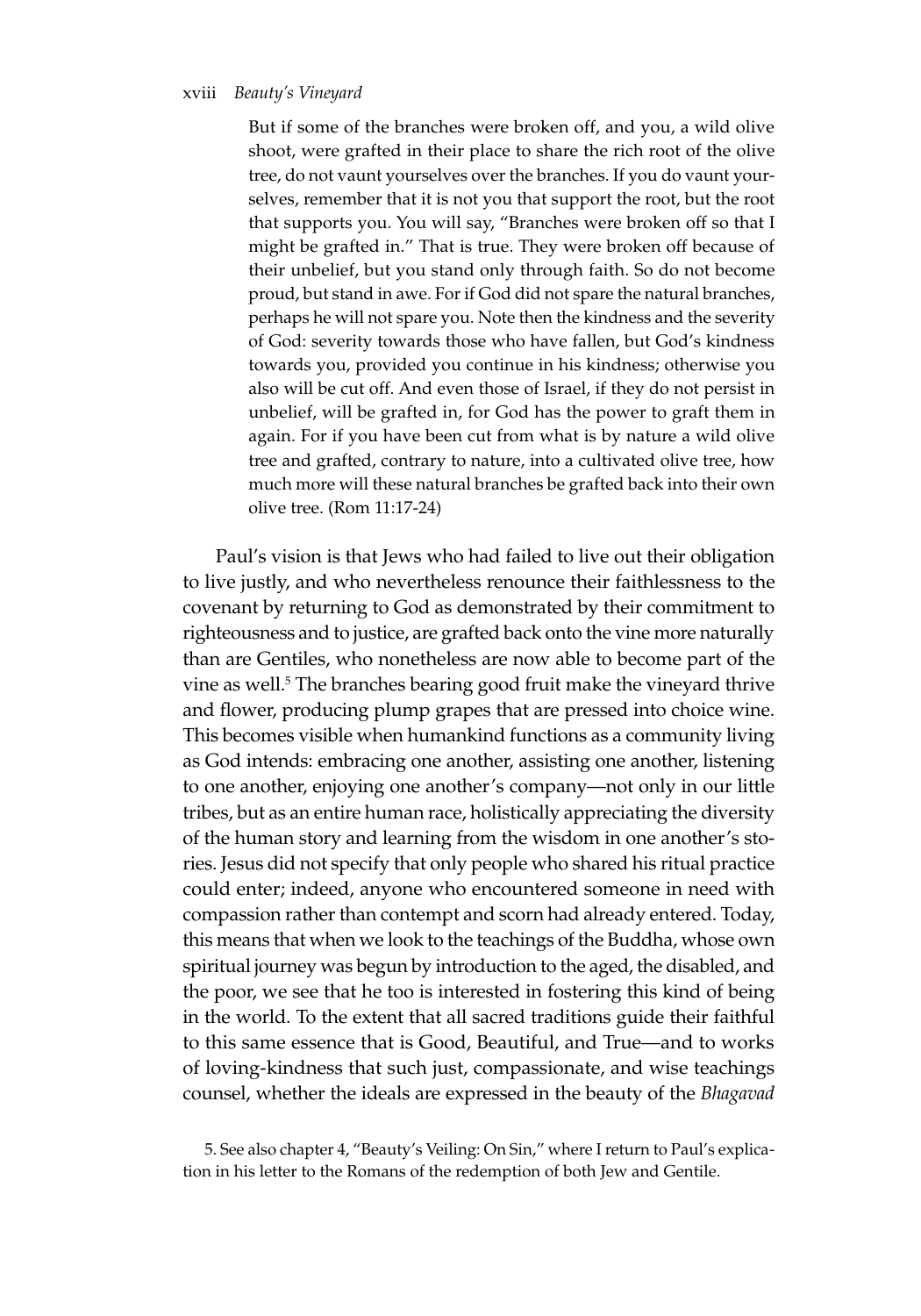> But if some of the branches were broken off, and you, a wild olive shoot, were grafted in their place to share the rich root of the olive tree, do not vaunt yourselves over the branches. If you do vaunt yourselves, remember that it is not you that support the root, but the root that supports you. You will say, "Branches were broken off so that I might be grafted in." That is true. They were broken off because of their unbelief, but you stand only through faith. So do not become proud, but stand in awe. For if God did not spare the natural branches, perhaps he will not spare you. Note then the kindness and the severity of God: severity towards those who have fallen, but God's kindness towards you, provided you continue in his kindness; otherwise you also will be cut off. And even those of Israel, if they do not persist in unbelief, will be grafted in, for God has the power to graft them in again. For if you have been cut from what is by nature a wild olive tree and grafted, contrary to nature, into a cultivated olive tree, how much more will these natural branches be grafted back into their own olive tree. (Rom 11:17-24)

Paul's vision is that Jews who had failed to live out their obligation to live justly, and who nevertheless renounce their faithlessness to the covenant by returning to God as demonstrated by their commitment to righteousness and to justice, are grafted back onto the vine more naturally than are Gentiles, who nonetheless are now able to become part of the vine as well.[5] The branches bearing good fruit make the vineyard thrive and flower, producing plump grapes that are pressed into choice wine. This becomes visible when humankind functions as a community living as God intends: embracing one another, assisting one another, listening to one another, enjoying one another's company—not only in our little tribes, but as an entire human race, holistically appreciating the diversity of the human story and learning from the wisdom in one another's stories. Jesus did not specify that only people who shared his ritual practice could enter; indeed, anyone who encountered someone in need with compassion rather than contempt and scorn had already entered. Today, this means that when we look to the teachings of the Buddha, whose own spiritual journey was begun by introduction to the aged, the disabled, and the poor, we see that he too is interested in fostering this kind of being in the world. To the extent that all sacred traditions guide their faithful to this same essence that is Good, Beautiful, and True—and to works of loving-kindness that such just, compassionate, and wise teachings counsel, whether the ideals are expressed in the beauty of the *Bhagavad*

5. See also chapter 4, "Beauty's Veiling: On Sin," where I return to Paul's explication in his letter to the Romans of the redemption of both Jew and Gentile.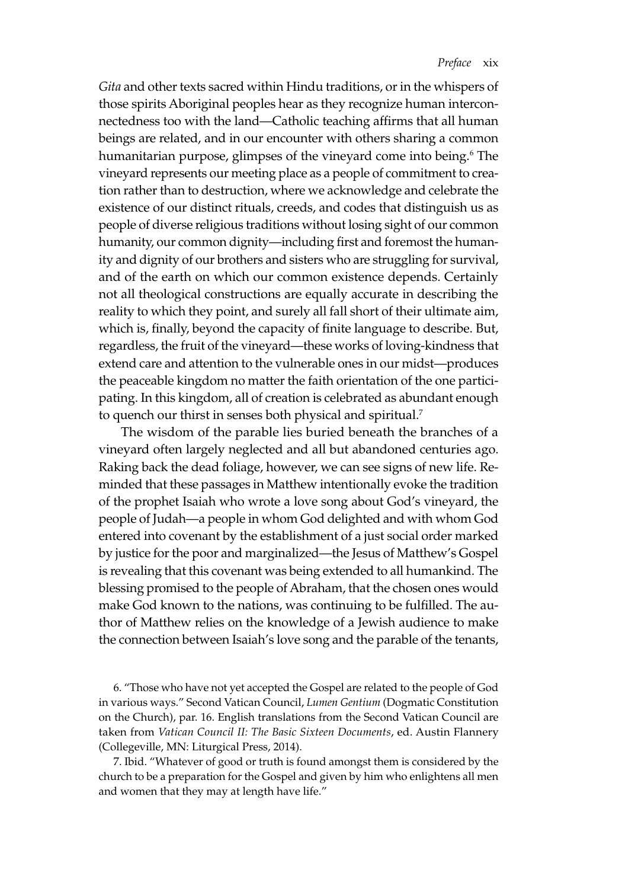*Gita* and other texts sacred within Hindu traditions, or in the whispers of those spirits Aboriginal peoples hear as they recognize human interconnectedness too with the land—Catholic teaching affirms that all human beings are related, and in our encounter with others sharing a common humanitarian purpose, glimpses of the vineyard come into being.[6] The vineyard represents our meeting place as a people of commitment to creation rather than to destruction, where we acknowledge and celebrate the existence of our distinct rituals, creeds, and codes that distinguish us as people of diverse religious traditions without losing sight of our common humanity, our common dignity—including first and foremost the humanity and dignity of our brothers and sisters who are struggling for survival, and of the earth on which our common existence depends. Certainly not all theological constructions are equally accurate in describing the reality to which they point, and surely all fall short of their ultimate aim, which is, finally, beyond the capacity of finite language to describe. But, regardless, the fruit of the vineyard—these works of loving-kindness that extend care and attention to the vulnerable ones in our midst—produces the peaceable kingdom no matter the faith orientation of the one participating. In this kingdom, all of creation is celebrated as abundant enough to quench our thirst in senses both physical and spiritual.[7]

The wisdom of the parable lies buried beneath the branches of a vineyard often largely neglected and all but abandoned centuries ago. Raking back the dead foliage, however, we can see signs of new life. Reminded that these passages in Matthew intentionally evoke the tradition of the prophet Isaiah who wrote a love song about God's vineyard, the people of Judah—a people in whom God delighted and with whom God entered into covenant by the establishment of a just social order marked by justice for the poor and marginalized—the Jesus of Matthew's Gospel is revealing that this covenant was being extended to all humankind. The blessing promised to the people of Abraham, that the chosen ones would make God known to the nations, was continuing to be fulfilled. The author of Matthew relies on the knowledge of a Jewish audience to make the connection between Isaiah's love song and the parable of the tenants,

6. "Those who have not yet accepted the Gospel are related to the people of God in various ways." Second Vatican Council, *Lumen Gentium* (Dogmatic Constitution on the Church), par. 16. English translations from the Second Vatican Council are taken from *Vatican Council II: The Basic Sixteen Documents*, ed. Austin Flannery (Collegeville, MN: Liturgical Press, 2014).

7. Ibid. "Whatever of good or truth is found amongst them is considered by the church to be a preparation for the Gospel and given by him who enlightens all men and women that they may at length have life."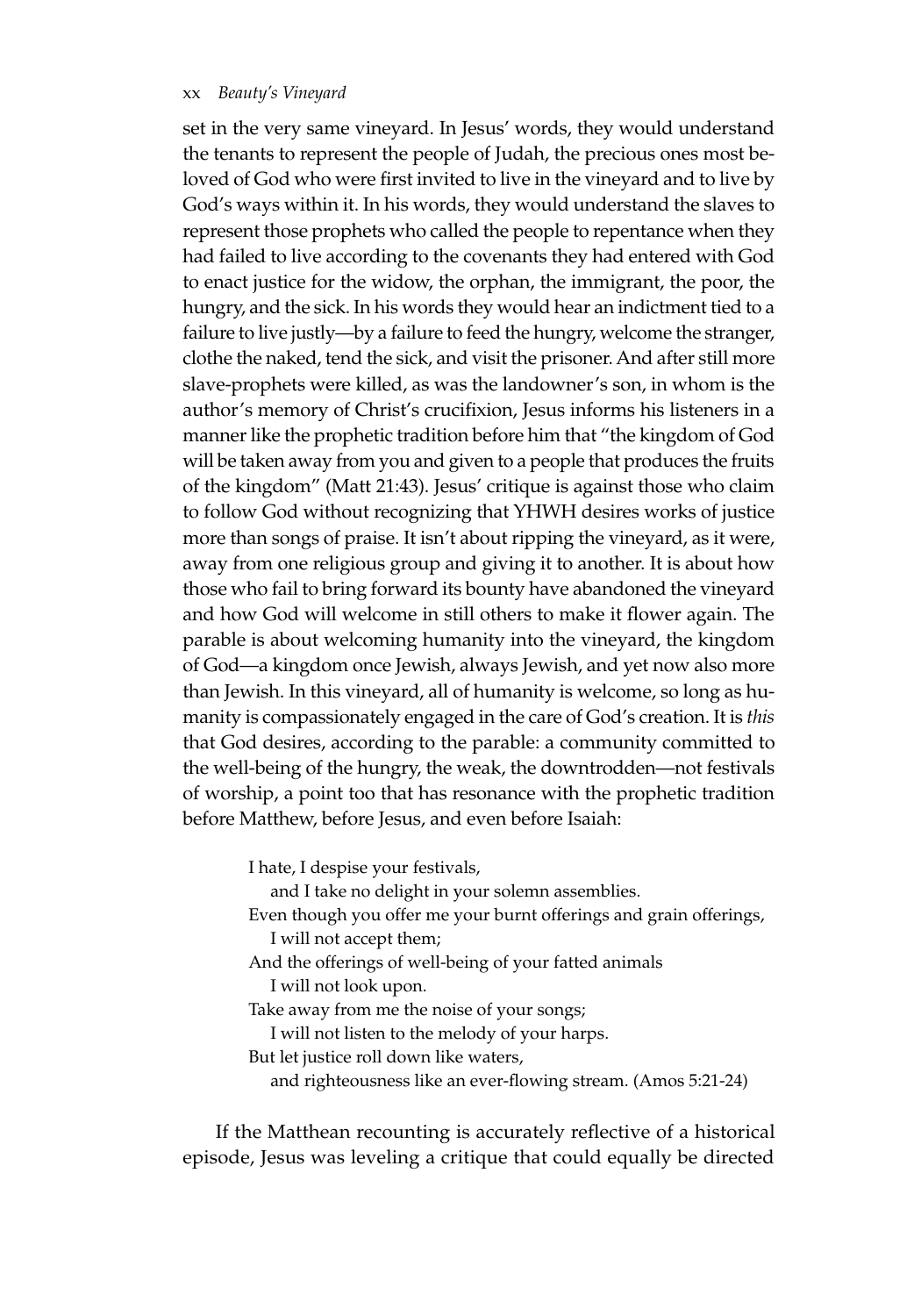set in the very same vineyard. In Jesus' words, they would understand the tenants to represent the people of Judah, the precious ones most beloved of God who were first invited to live in the vineyard and to live by God's ways within it. In his words, they would understand the slaves to represent those prophets who called the people to repentance when they had failed to live according to the covenants they had entered with God to enact justice for the widow, the orphan, the immigrant, the poor, the hungry, and the sick. In his words they would hear an indictment tied to a failure to live justly—by a failure to feed the hungry, welcome the stranger, clothe the naked, tend the sick, and visit the prisoner. And after still more slave-prophets were killed, as was the landowner's son, in whom is the author's memory of Christ's crucifixion, Jesus informs his listeners in a manner like the prophetic tradition before him that "the kingdom of God will be taken away from you and given to a people that produces the fruits of the kingdom" (Matt 21:43). Jesus' critique is against those who claim to follow God without recognizing that YHWH desires works of justice more than songs of praise. It isn't about ripping the vineyard, as it were, away from one religious group and giving it to another. It is about how those who fail to bring forward its bounty have abandoned the vineyard and how God will welcome in still others to make it flower again. The parable is about welcoming humanity into the vineyard, the kingdom of God—a kingdom once Jewish, always Jewish, and yet now also more than Jewish. In this vineyard, all of humanity is welcome, so long as humanity is compassionately engaged in the care of God's creation. It is *this* that God desires, according to the parable: a community committed to the well-being of the hungry, the weak, the downtrodden—not festivals of worship, a point too that has resonance with the prophetic tradition before Matthew, before Jesus, and even before Isaiah:

> I hate, I despise your festivals,
>     and I take no delight in your solemn assemblies.
> Even though you offer me your burnt offerings and grain offerings,
>     I will not accept them;
> And the offerings of well-being of your fatted animals
>     I will not look upon.
> Take away from me the noise of your songs;
>     I will not listen to the melody of your harps.
> But let justice roll down like waters,
>     and righteousness like an ever-flowing stream. (Amos 5:21-24)

If the Matthean recounting is accurately reflective of a historical episode, Jesus was leveling a critique that could equally be directed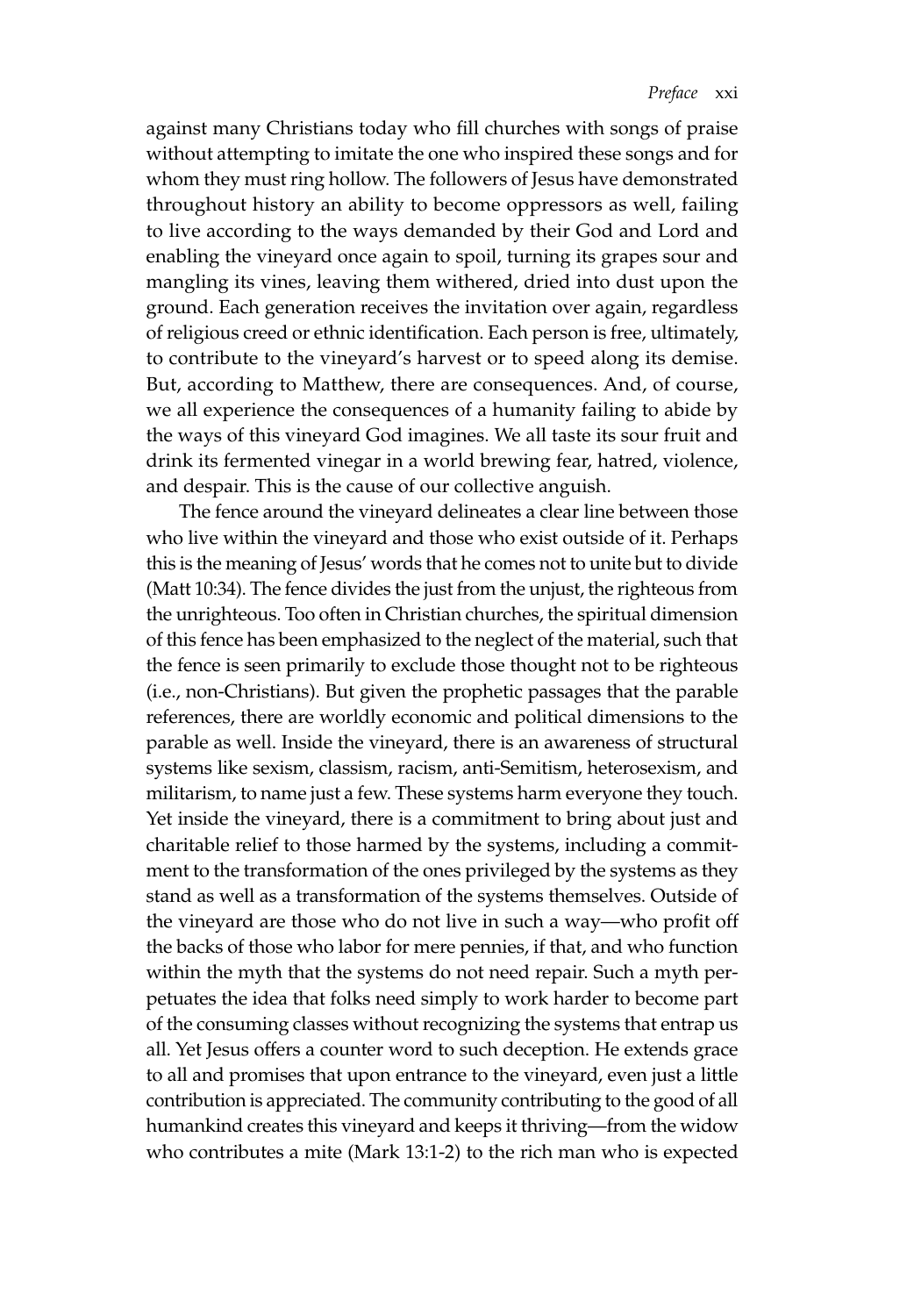against many Christians today who fill churches with songs of praise without attempting to imitate the one who inspired these songs and for whom they must ring hollow. The followers of Jesus have demonstrated throughout history an ability to become oppressors as well, failing to live according to the ways demanded by their God and Lord and enabling the vineyard once again to spoil, turning its grapes sour and mangling its vines, leaving them withered, dried into dust upon the ground. Each generation receives the invitation over again, regardless of religious creed or ethnic identification. Each person is free, ultimately, to contribute to the vineyard's harvest or to speed along its demise. But, according to Matthew, there are consequences. And, of course, we all experience the consequences of a humanity failing to abide by the ways of this vineyard God imagines. We all taste its sour fruit and drink its fermented vinegar in a world brewing fear, hatred, violence, and despair. This is the cause of our collective anguish.

The fence around the vineyard delineates a clear line between those who live within the vineyard and those who exist outside of it. Perhaps this is the meaning of Jesus' words that he comes not to unite but to divide (Matt 10:34). The fence divides the just from the unjust, the righteous from the unrighteous. Too often in Christian churches, the spiritual dimension of this fence has been emphasized to the neglect of the material, such that the fence is seen primarily to exclude those thought not to be righteous (i.e., non-Christians). But given the prophetic passages that the parable references, there are worldly economic and political dimensions to the parable as well. Inside the vineyard, there is an awareness of structural systems like sexism, classism, racism, anti-Semitism, heterosexism, and militarism, to name just a few. These systems harm everyone they touch. Yet inside the vineyard, there is a commitment to bring about just and charitable relief to those harmed by the systems, including a commitment to the transformation of the ones privileged by the systems as they stand as well as a transformation of the systems themselves. Outside of the vineyard are those who do not live in such a way—who profit off the backs of those who labor for mere pennies, if that, and who function within the myth that the systems do not need repair. Such a myth perpetuates the idea that folks need simply to work harder to become part of the consuming classes without recognizing the systems that entrap us all. Yet Jesus offers a counter word to such deception. He extends grace to all and promises that upon entrance to the vineyard, even just a little contribution is appreciated. The community contributing to the good of all humankind creates this vineyard and keeps it thriving—from the widow who contributes a mite (Mark 13:1-2) to the rich man who is expected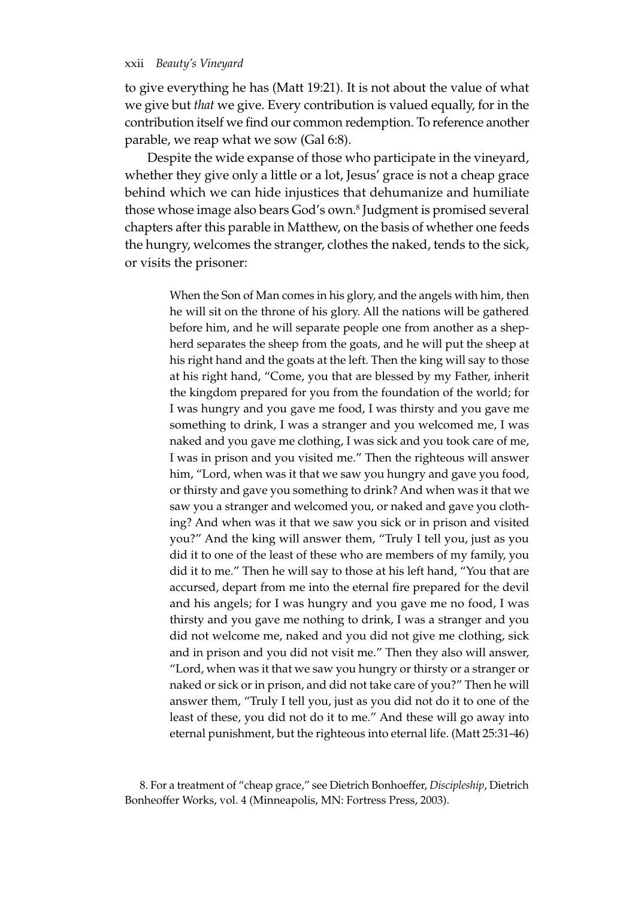to give everything he has (Matt 19:21). It is not about the value of what we give but *that* we give. Every contribution is valued equally, for in the contribution itself we find our common redemption. To reference another parable, we reap what we sow (Gal 6:8).

Despite the wide expanse of those who participate in the vineyard, whether they give only a little or a lot, Jesus' grace is not a cheap grace behind which we can hide injustices that dehumanize and humiliate those whose image also bears God's own.[8] Judgment is promised several chapters after this parable in Matthew, on the basis of whether one feeds the hungry, welcomes the stranger, clothes the naked, tends to the sick, or visits the prisoner:

> When the Son of Man comes in his glory, and the angels with him, then he will sit on the throne of his glory. All the nations will be gathered before him, and he will separate people one from another as a shepherd separates the sheep from the goats, and he will put the sheep at his right hand and the goats at the left. Then the king will say to those at his right hand, "Come, you that are blessed by my Father, inherit the kingdom prepared for you from the foundation of the world; for I was hungry and you gave me food, I was thirsty and you gave me something to drink, I was a stranger and you welcomed me, I was naked and you gave me clothing, I was sick and you took care of me, I was in prison and you visited me." Then the righteous will answer him, "Lord, when was it that we saw you hungry and gave you food, or thirsty and gave you something to drink? And when was it that we saw you a stranger and welcomed you, or naked and gave you clothing? And when was it that we saw you sick or in prison and visited you?" And the king will answer them, "Truly I tell you, just as you did it to one of the least of these who are members of my family, you did it to me." Then he will say to those at his left hand, "You that are accursed, depart from me into the eternal fire prepared for the devil and his angels; for I was hungry and you gave me no food, I was thirsty and you gave me nothing to drink, I was a stranger and you did not welcome me, naked and you did not give me clothing, sick and in prison and you did not visit me." Then they also will answer, "Lord, when was it that we saw you hungry or thirsty or a stranger or naked or sick or in prison, and did not take care of you?" Then he will answer them, "Truly I tell you, just as you did not do it to one of the least of these, you did not do it to me." And these will go away into eternal punishment, but the righteous into eternal life. (Matt 25:31-46)

8. For a treatment of "cheap grace," see Dietrich Bonhoeffer, *Discipleship*, Dietrich Bonheoffer Works, vol. 4 (Minneapolis, MN: Fortress Press, 2003).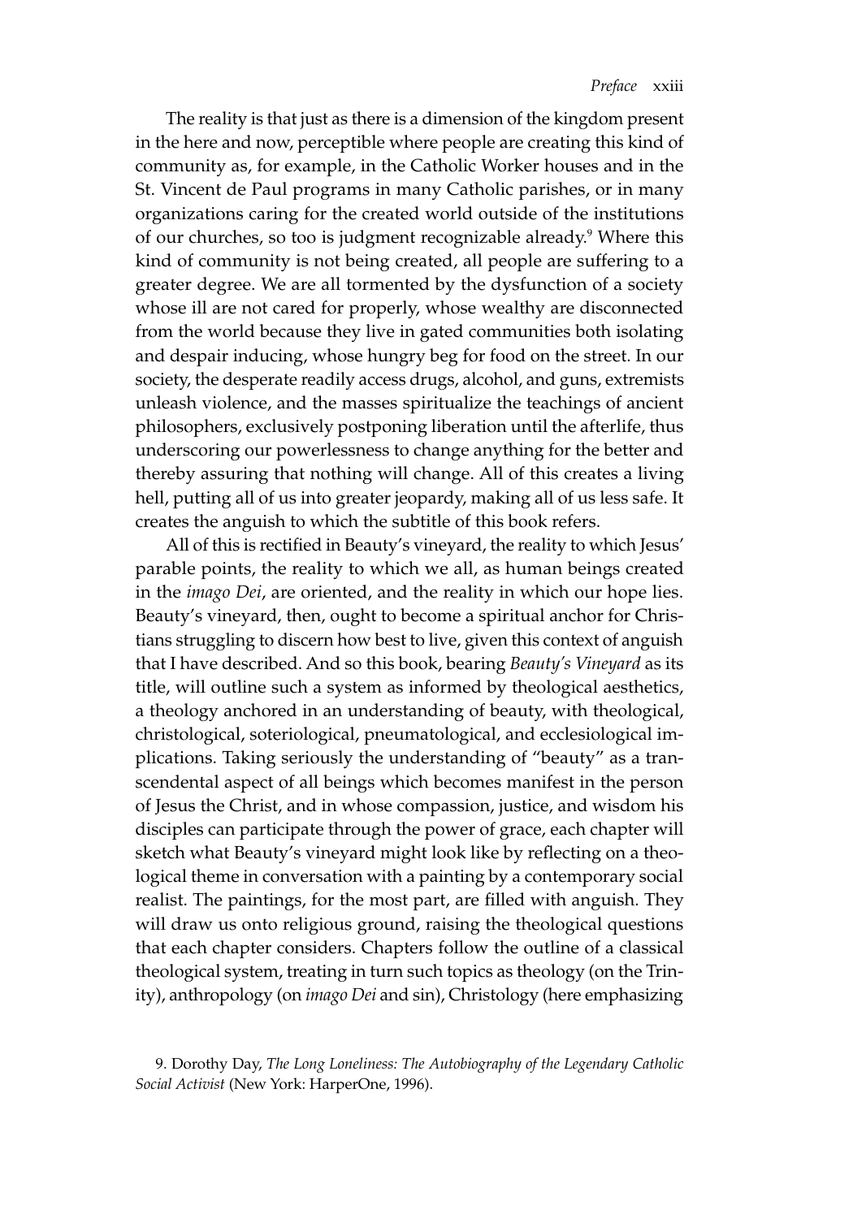The reality is that just as there is a dimension of the kingdom present in the here and now, perceptible where people are creating this kind of community as, for example, in the Catholic Worker houses and in the St. Vincent de Paul programs in many Catholic parishes, or in many organizations caring for the created world outside of the institutions of our churches, so too is judgment recognizable already.[9] Where this kind of community is not being created, all people are suffering to a greater degree. We are all tormented by the dysfunction of a society whose ill are not cared for properly, whose wealthy are disconnected from the world because they live in gated communities both isolating and despair inducing, whose hungry beg for food on the street. In our society, the desperate readily access drugs, alcohol, and guns, extremists unleash violence, and the masses spiritualize the teachings of ancient philosophers, exclusively postponing liberation until the afterlife, thus underscoring our powerlessness to change anything for the better and thereby assuring that nothing will change. All of this creates a living hell, putting all of us into greater jeopardy, making all of us less safe. It creates the anguish to which the subtitle of this book refers.

All of this is rectified in Beauty's vineyard, the reality to which Jesus' parable points, the reality to which we all, as human beings created in the *imago Dei*, are oriented, and the reality in which our hope lies. Beauty's vineyard, then, ought to become a spiritual anchor for Christians struggling to discern how best to live, given this context of anguish that I have described. And so this book, bearing *Beauty's Vineyard* as its title, will outline such a system as informed by theological aesthetics, a theology anchored in an understanding of beauty, with theological, christological, soteriological, pneumatological, and ecclesiological implications. Taking seriously the understanding of "beauty" as a transcendental aspect of all beings which becomes manifest in the person of Jesus the Christ, and in whose compassion, justice, and wisdom his disciples can participate through the power of grace, each chapter will sketch what Beauty's vineyard might look like by reflecting on a theological theme in conversation with a painting by a contemporary social realist. The paintings, for the most part, are filled with anguish. They will draw us onto religious ground, raising the theological questions that each chapter considers. Chapters follow the outline of a classical theological system, treating in turn such topics as theology (on the Trinity), anthropology (on *imago Dei* and sin), Christology (here emphasizing

9. Dorothy Day, *The Long Loneliness: The Autobiography of the Legendary Catholic Social Activist* (New York: HarperOne, 1996).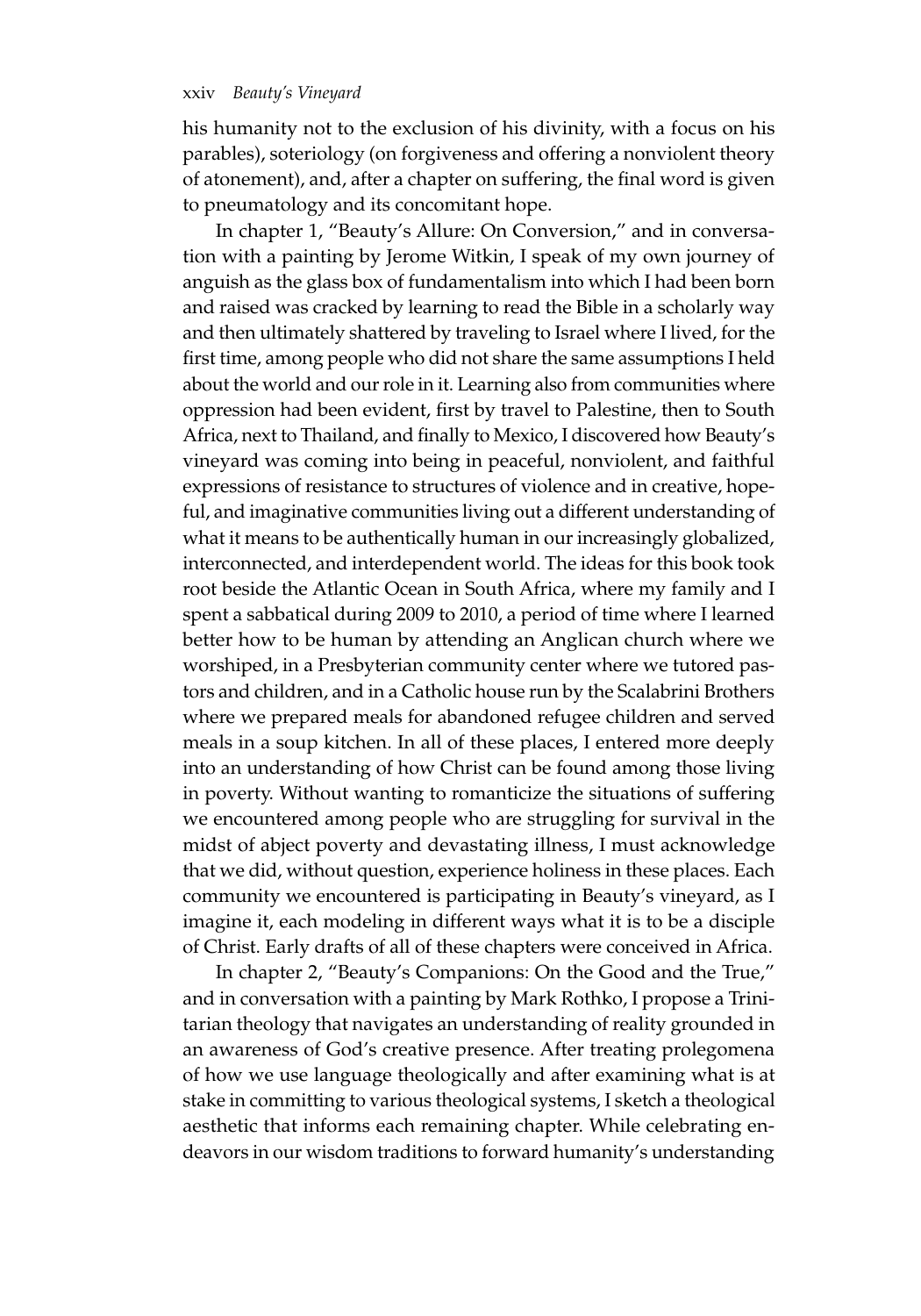his humanity not to the exclusion of his divinity, with a focus on his parables), soteriology (on forgiveness and offering a nonviolent theory of atonement), and, after a chapter on suffering, the final word is given to pneumatology and its concomitant hope.

In chapter 1, "Beauty's Allure: On Conversion," and in conversation with a painting by Jerome Witkin, I speak of my own journey of anguish as the glass box of fundamentalism into which I had been born and raised was cracked by learning to read the Bible in a scholarly way and then ultimately shattered by traveling to Israel where I lived, for the first time, among people who did not share the same assumptions I held about the world and our role in it. Learning also from communities where oppression had been evident, first by travel to Palestine, then to South Africa, next to Thailand, and finally to Mexico, I discovered how Beauty's vineyard was coming into being in peaceful, nonviolent, and faithful expressions of resistance to structures of violence and in creative, hopeful, and imaginative communities living out a different understanding of what it means to be authentically human in our increasingly globalized, interconnected, and interdependent world. The ideas for this book took root beside the Atlantic Ocean in South Africa, where my family and I spent a sabbatical during 2009 to 2010, a period of time where I learned better how to be human by attending an Anglican church where we worshiped, in a Presbyterian community center where we tutored pastors and children, and in a Catholic house run by the Scalabrini Brothers where we prepared meals for abandoned refugee children and served meals in a soup kitchen. In all of these places, I entered more deeply into an understanding of how Christ can be found among those living in poverty. Without wanting to romanticize the situations of suffering we encountered among people who are struggling for survival in the midst of abject poverty and devastating illness, I must acknowledge that we did, without question, experience holiness in these places. Each community we encountered is participating in Beauty's vineyard, as I imagine it, each modeling in different ways what it is to be a disciple of Christ. Early drafts of all of these chapters were conceived in Africa.

In chapter 2, "Beauty's Companions: On the Good and the True," and in conversation with a painting by Mark Rothko, I propose a Trinitarian theology that navigates an understanding of reality grounded in an awareness of God's creative presence. After treating prolegomena of how we use language theologically and after examining what is at stake in committing to various theological systems, I sketch a theological aesthetic that informs each remaining chapter. While celebrating endeavors in our wisdom traditions to forward humanity's understanding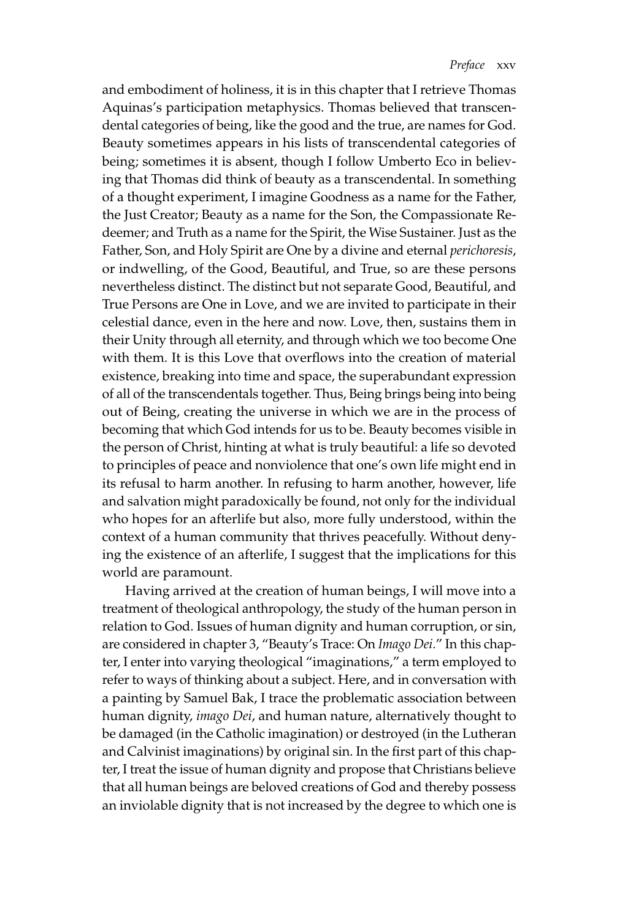and embodiment of holiness, it is in this chapter that I retrieve Thomas Aquinas's participation metaphysics. Thomas believed that transcendental categories of being, like the good and the true, are names for God. Beauty sometimes appears in his lists of transcendental categories of being; sometimes it is absent, though I follow Umberto Eco in believing that Thomas did think of beauty as a transcendental. In something of a thought experiment, I imagine Goodness as a name for the Father, the Just Creator; Beauty as a name for the Son, the Compassionate Redeemer; and Truth as a name for the Spirit, the Wise Sustainer. Just as the Father, Son, and Holy Spirit are One by a divine and eternal *perichoresis*, or indwelling, of the Good, Beautiful, and True, so are these persons nevertheless distinct. The distinct but not separate Good, Beautiful, and True Persons are One in Love, and we are invited to participate in their celestial dance, even in the here and now. Love, then, sustains them in their Unity through all eternity, and through which we too become One with them. It is this Love that overflows into the creation of material existence, breaking into time and space, the superabundant expression of all of the transcendentals together. Thus, Being brings being into being out of Being, creating the universe in which we are in the process of becoming that which God intends for us to be. Beauty becomes visible in the person of Christ, hinting at what is truly beautiful: a life so devoted to principles of peace and nonviolence that one's own life might end in its refusal to harm another. In refusing to harm another, however, life and salvation might paradoxically be found, not only for the individual who hopes for an afterlife but also, more fully understood, within the context of a human community that thrives peacefully. Without denying the existence of an afterlife, I suggest that the implications for this world are paramount.

Having arrived at the creation of human beings, I will move into a treatment of theological anthropology, the study of the human person in relation to God. Issues of human dignity and human corruption, or sin, are considered in chapter 3, "Beauty's Trace: On *Imago Dei*." In this chapter, I enter into varying theological "imaginations," a term employed to refer to ways of thinking about a subject. Here, and in conversation with a painting by Samuel Bak, I trace the problematic association between human dignity, *imago Dei*, and human nature, alternatively thought to be damaged (in the Catholic imagination) or destroyed (in the Lutheran and Calvinist imaginations) by original sin. In the first part of this chapter, I treat the issue of human dignity and propose that Christians believe that all human beings are beloved creations of God and thereby possess an inviolable dignity that is not increased by the degree to which one is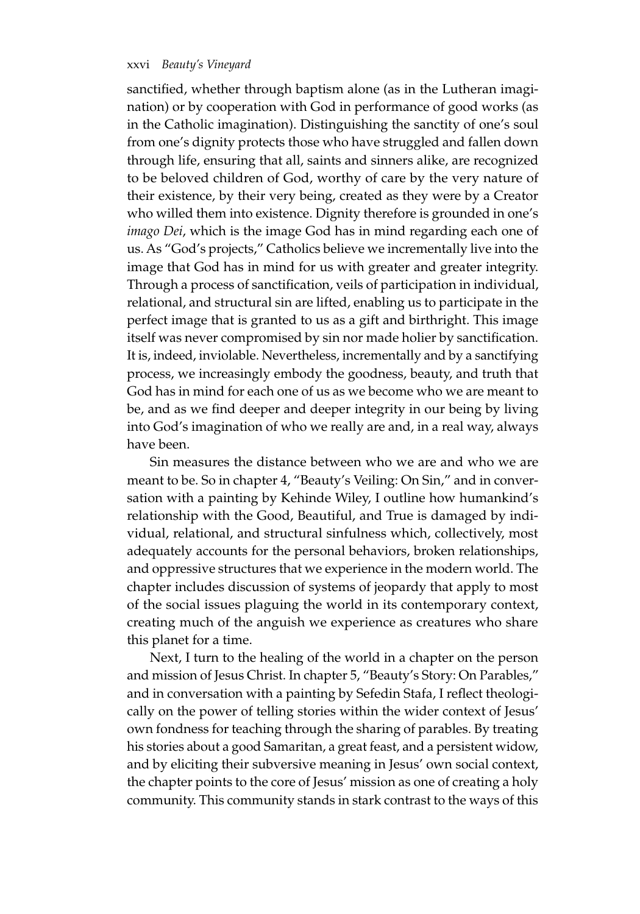sanctified, whether through baptism alone (as in the Lutheran imagination) or by cooperation with God in performance of good works (as in the Catholic imagination). Distinguishing the sanctity of one's soul from one's dignity protects those who have struggled and fallen down through life, ensuring that all, saints and sinners alike, are recognized to be beloved children of God, worthy of care by the very nature of their existence, by their very being, created as they were by a Creator who willed them into existence. Dignity therefore is grounded in one's *imago Dei*, which is the image God has in mind regarding each one of us. As "God's projects," Catholics believe we incrementally live into the image that God has in mind for us with greater and greater integrity. Through a process of sanctification, veils of participation in individual, relational, and structural sin are lifted, enabling us to participate in the perfect image that is granted to us as a gift and birthright. This image itself was never compromised by sin nor made holier by sanctification. It is, indeed, inviolable. Nevertheless, incrementally and by a sanctifying process, we increasingly embody the goodness, beauty, and truth that God has in mind for each one of us as we become who we are meant to be, and as we find deeper and deeper integrity in our being by living into God's imagination of who we really are and, in a real way, always have been.

Sin measures the distance between who we are and who we are meant to be. So in chapter 4, "Beauty's Veiling: On Sin," and in conversation with a painting by Kehinde Wiley, I outline how humankind's relationship with the Good, Beautiful, and True is damaged by individual, relational, and structural sinfulness which, collectively, most adequately accounts for the personal behaviors, broken relationships, and oppressive structures that we experience in the modern world. The chapter includes discussion of systems of jeopardy that apply to most of the social issues plaguing the world in its contemporary context, creating much of the anguish we experience as creatures who share this planet for a time.

Next, I turn to the healing of the world in a chapter on the person and mission of Jesus Christ. In chapter 5, "Beauty's Story: On Parables," and in conversation with a painting by Sefedin Stafa, I reflect theologically on the power of telling stories within the wider context of Jesus' own fondness for teaching through the sharing of parables. By treating his stories about a good Samaritan, a great feast, and a persistent widow, and by eliciting their subversive meaning in Jesus' own social context, the chapter points to the core of Jesus' mission as one of creating a holy community. This community stands in stark contrast to the ways of this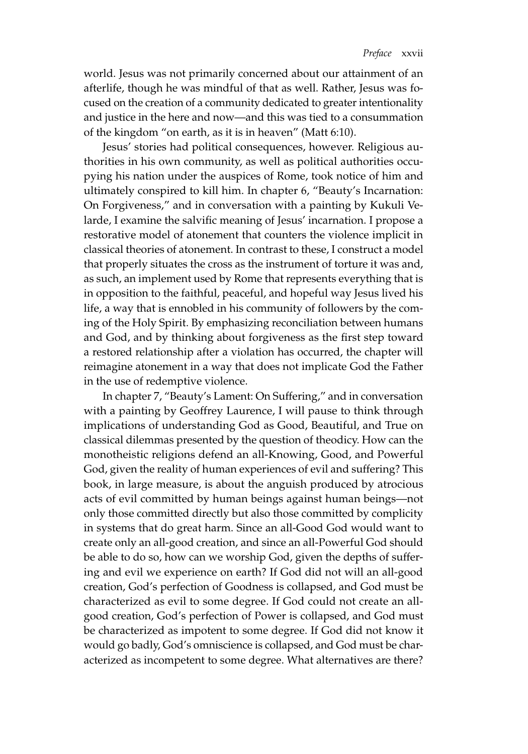world. Jesus was not primarily concerned about our attainment of an afterlife, though he was mindful of that as well. Rather, Jesus was focused on the creation of a community dedicated to greater intentionality and justice in the here and now—and this was tied to a consummation of the kingdom "on earth, as it is in heaven" (Matt 6:10).

Jesus' stories had political consequences, however. Religious authorities in his own community, as well as political authorities occupying his nation under the auspices of Rome, took notice of him and ultimately conspired to kill him. In chapter 6, "Beauty's Incarnation: On Forgiveness," and in conversation with a painting by Kukuli Velarde, I examine the salvific meaning of Jesus' incarnation. I propose a restorative model of atonement that counters the violence implicit in classical theories of atonement. In contrast to these, I construct a model that properly situates the cross as the instrument of torture it was and, as such, an implement used by Rome that represents everything that is in opposition to the faithful, peaceful, and hopeful way Jesus lived his life, a way that is ennobled in his community of followers by the coming of the Holy Spirit. By emphasizing reconciliation between humans and God, and by thinking about forgiveness as the first step toward a restored relationship after a violation has occurred, the chapter will reimagine atonement in a way that does not implicate God the Father in the use of redemptive violence.

In chapter 7, "Beauty's Lament: On Suffering," and in conversation with a painting by Geoffrey Laurence, I will pause to think through implications of understanding God as Good, Beautiful, and True on classical dilemmas presented by the question of theodicy. How can the monotheistic religions defend an all-Knowing, Good, and Powerful God, given the reality of human experiences of evil and suffering? This book, in large measure, is about the anguish produced by atrocious acts of evil committed by human beings against human beings—not only those committed directly but also those committed by complicity in systems that do great harm. Since an all-Good God would want to create only an all-good creation, and since an all-Powerful God should be able to do so, how can we worship God, given the depths of suffering and evil we experience on earth? If God did not will an all-good creation, God's perfection of Goodness is collapsed, and God must be characterized as evil to some degree. If God could not create an all-good creation, God's perfection of Power is collapsed, and God must be characterized as impotent to some degree. If God did not know it would go badly, God's omniscience is collapsed, and God must be characterized as incompetent to some degree. What alternatives are there?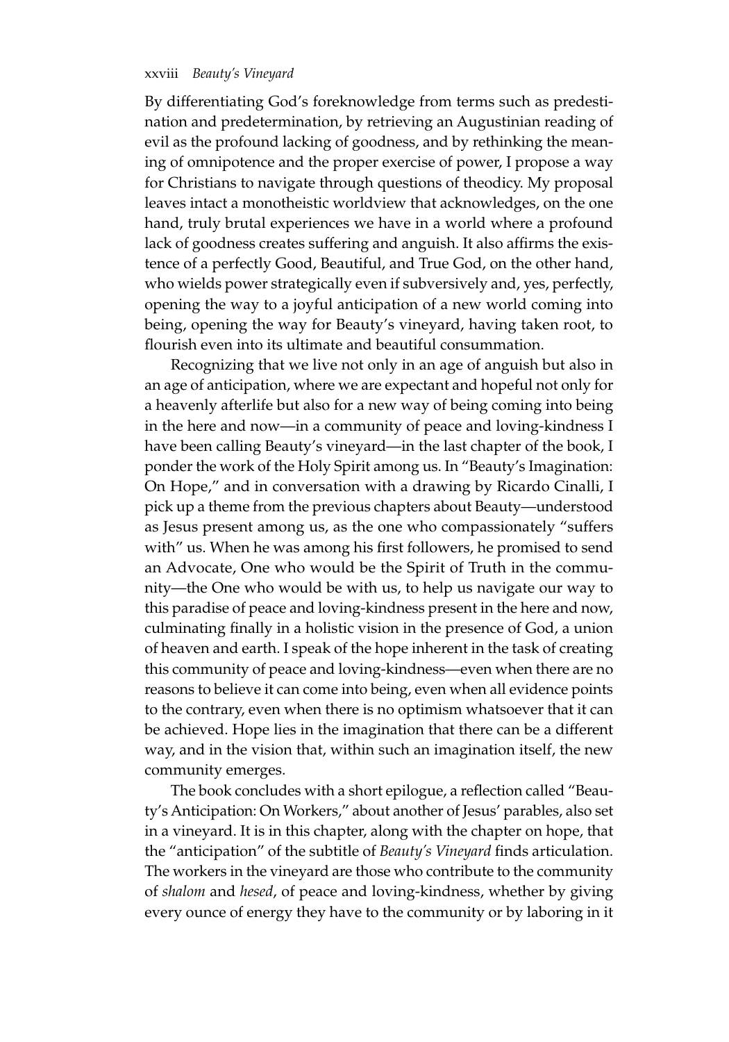By differentiating God's foreknowledge from terms such as predestination and predetermination, by retrieving an Augustinian reading of evil as the profound lacking of goodness, and by rethinking the meaning of omnipotence and the proper exercise of power, I propose a way for Christians to navigate through questions of theodicy. My proposal leaves intact a monotheistic worldview that acknowledges, on the one hand, truly brutal experiences we have in a world where a profound lack of goodness creates suffering and anguish. It also affirms the existence of a perfectly Good, Beautiful, and True God, on the other hand, who wields power strategically even if subversively and, yes, perfectly, opening the way to a joyful anticipation of a new world coming into being, opening the way for Beauty's vineyard, having taken root, to flourish even into its ultimate and beautiful consummation.

Recognizing that we live not only in an age of anguish but also in an age of anticipation, where we are expectant and hopeful not only for a heavenly afterlife but also for a new way of being coming into being in the here and now—in a community of peace and loving-kindness I have been calling Beauty's vineyard—in the last chapter of the book, I ponder the work of the Holy Spirit among us. In "Beauty's Imagination: On Hope," and in conversation with a drawing by Ricardo Cinalli, I pick up a theme from the previous chapters about Beauty—understood as Jesus present among us, as the one who compassionately "suffers with" us. When he was among his first followers, he promised to send an Advocate, One who would be the Spirit of Truth in the community—the One who would be with us, to help us navigate our way to this paradise of peace and loving-kindness present in the here and now, culminating finally in a holistic vision in the presence of God, a union of heaven and earth. I speak of the hope inherent in the task of creating this community of peace and loving-kindness—even when there are no reasons to believe it can come into being, even when all evidence points to the contrary, even when there is no optimism whatsoever that it can be achieved. Hope lies in the imagination that there can be a different way, and in the vision that, within such an imagination itself, the new community emerges.

The book concludes with a short epilogue, a reflection called "Beauty's Anticipation: On Workers," about another of Jesus' parables, also set in a vineyard. It is in this chapter, along with the chapter on hope, that the "anticipation" of the subtitle of *Beauty's Vineyard* finds articulation. The workers in the vineyard are those who contribute to the community of *shalom* and *hesed*, of peace and loving-kindness, whether by giving every ounce of energy they have to the community or by laboring in it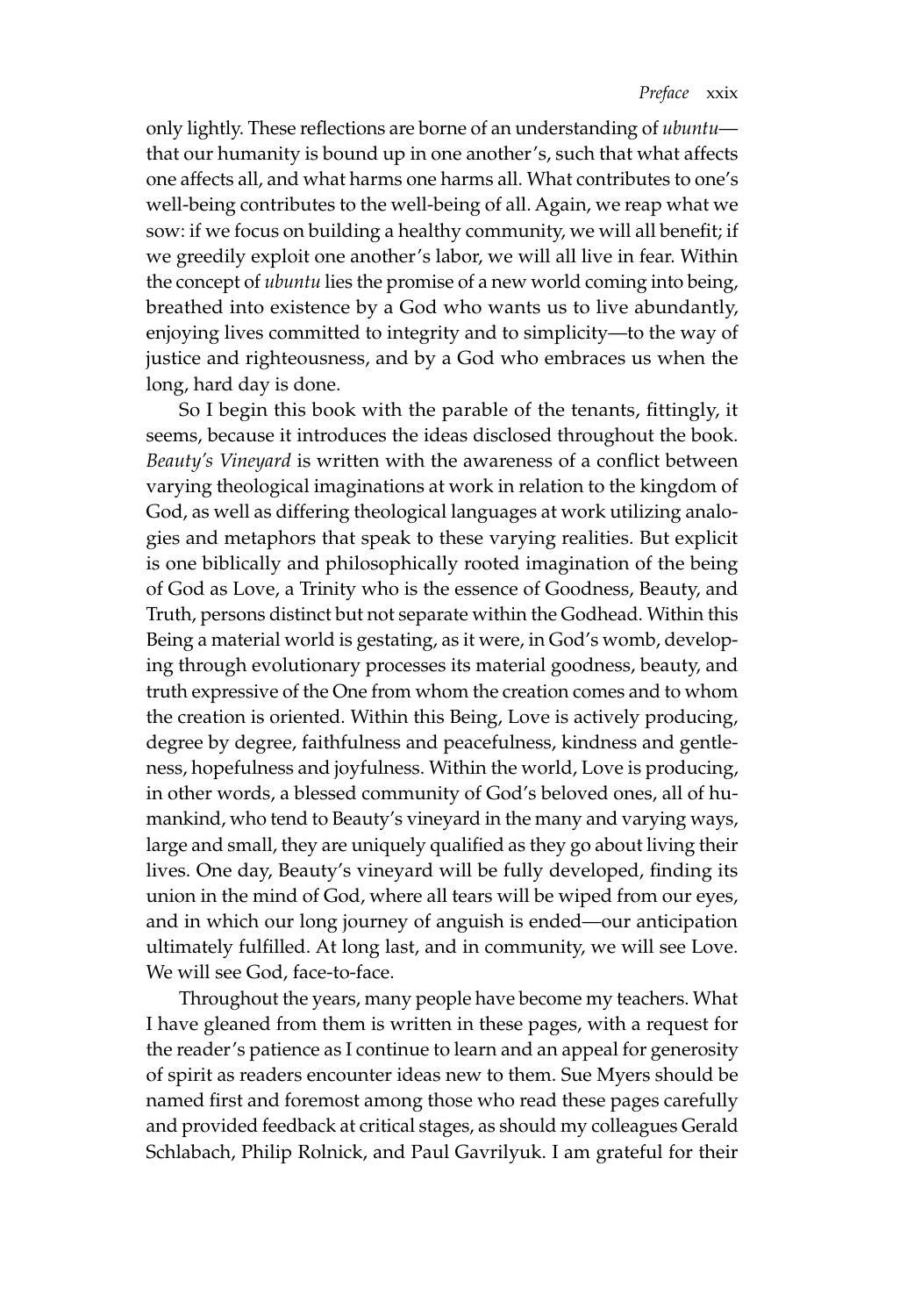only lightly. These reflections are borne of an understanding of *ubuntu*—that our humanity is bound up in one another's, such that what affects one affects all, and what harms one harms all. What contributes to one's well-being contributes to the well-being of all. Again, we reap what we sow: if we focus on building a healthy community, we will all benefit; if we greedily exploit one another's labor, we will all live in fear. Within the concept of *ubuntu* lies the promise of a new world coming into being, breathed into existence by a God who wants us to live abundantly, enjoying lives committed to integrity and to simplicity—to the way of justice and righteousness, and by a God who embraces us when the long, hard day is done.

So I begin this book with the parable of the tenants, fittingly, it seems, because it introduces the ideas disclosed throughout the book. *Beauty's Vineyard* is written with the awareness of a conflict between varying theological imaginations at work in relation to the kingdom of God, as well as differing theological languages at work utilizing analogies and metaphors that speak to these varying realities. But explicit is one biblically and philosophically rooted imagination of the being of God as Love, a Trinity who is the essence of Goodness, Beauty, and Truth, persons distinct but not separate within the Godhead. Within this Being a material world is gestating, as it were, in God's womb, developing through evolutionary processes its material goodness, beauty, and truth expressive of the One from whom the creation comes and to whom the creation is oriented. Within this Being, Love is actively producing, degree by degree, faithfulness and peacefulness, kindness and gentleness, hopefulness and joyfulness. Within the world, Love is producing, in other words, a blessed community of God's beloved ones, all of humankind, who tend to Beauty's vineyard in the many and varying ways, large and small, they are uniquely qualified as they go about living their lives. One day, Beauty's vineyard will be fully developed, finding its union in the mind of God, where all tears will be wiped from our eyes, and in which our long journey of anguish is ended—our anticipation ultimately fulfilled. At long last, and in community, we will see Love. We will see God, face-to-face.

Throughout the years, many people have become my teachers. What I have gleaned from them is written in these pages, with a request for the reader's patience as I continue to learn and an appeal for generosity of spirit as readers encounter ideas new to them. Sue Myers should be named first and foremost among those who read these pages carefully and provided feedback at critical stages, as should my colleagues Gerald Schlabach, Philip Rolnick, and Paul Gavrilyuk. I am grateful for their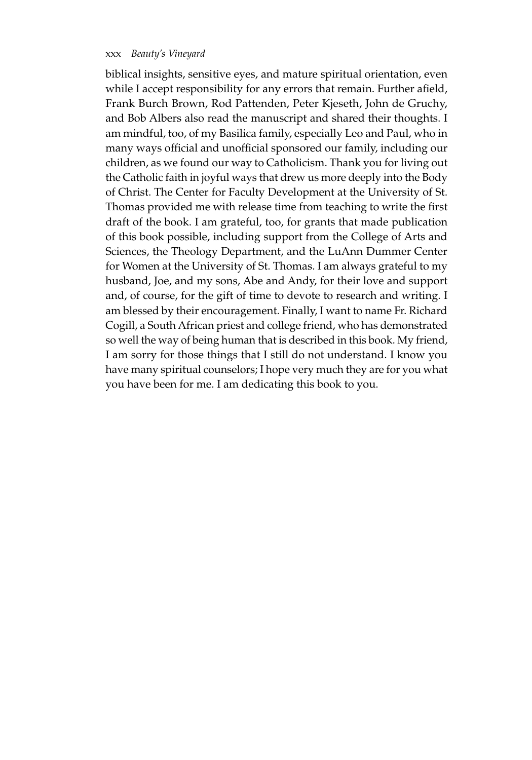biblical insights, sensitive eyes, and mature spiritual orientation, even while I accept responsibility for any errors that remain. Further afield, Frank Burch Brown, Rod Pattenden, Peter Kjeseth, John de Gruchy, and Bob Albers also read the manuscript and shared their thoughts. I am mindful, too, of my Basilica family, especially Leo and Paul, who in many ways official and unofficial sponsored our family, including our children, as we found our way to Catholicism. Thank you for living out the Catholic faith in joyful ways that drew us more deeply into the Body of Christ. The Center for Faculty Development at the University of St. Thomas provided me with release time from teaching to write the first draft of the book. I am grateful, too, for grants that made publication of this book possible, including support from the College of Arts and Sciences, the Theology Department, and the LuAnn Dummer Center for Women at the University of St. Thomas. I am always grateful to my husband, Joe, and my sons, Abe and Andy, for their love and support and, of course, for the gift of time to devote to research and writing. I am blessed by their encouragement. Finally, I want to name Fr. Richard Cogill, a South African priest and college friend, who has demonstrated so well the way of being human that is described in this book. My friend, I am sorry for those things that I still do not understand. I know you have many spiritual counselors; I hope very much they are for you what you have been for me. I am dedicating this book to you.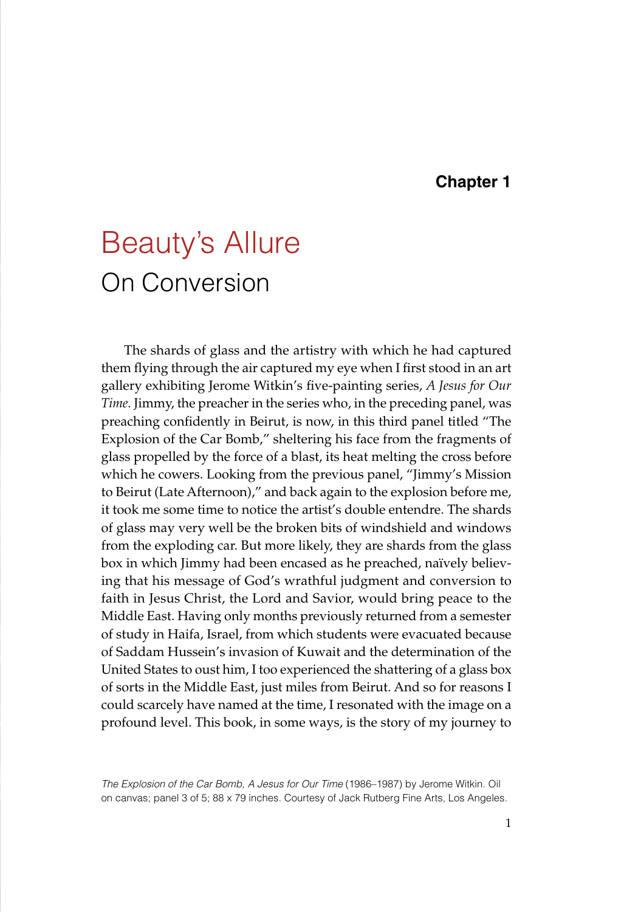**Chapter 1**

# Beauty's Allure

## On Conversion

The shards of glass and the artistry with which he had captured them flying through the air captured my eye when I first stood in an art gallery exhibiting Jerome Witkin's five-painting series, *A Jesus for Our Time*. Jimmy, the preacher in the series who, in the preceding panel, was preaching confidently in Beirut, is now, in this third panel titled "The Explosion of the Car Bomb," sheltering his face from the fragments of glass propelled by the force of a blast, its heat melting the cross before which he cowers. Looking from the previous panel, "Jimmy's Mission to Beirut (Late Afternoon)," and back again to the explosion before me, it took me some time to notice the artist's double entendre. The shards of glass may very well be the broken bits of windshield and windows from the exploding car. But more likely, they are shards from the glass box in which Jimmy had been encased as he preached, naïvely believing that his message of God's wrathful judgment and conversion to faith in Jesus Christ, the Lord and Savior, would bring peace to the Middle East. Having only months previously returned from a semester of study in Haifa, Israel, from which students were evacuated because of Saddam Hussein's invasion of Kuwait and the determination of the United States to oust him, I too experienced the shattering of a glass box of sorts in the Middle East, just miles from Beirut. And so for reasons I could scarcely have named at the time, I resonated with the image on a profound level. This book, in some ways, is the story of my journey to

*The Explosion of the Car Bomb, A Jesus for Our Time* (1986–1987) by Jerome Witkin. Oil on canvas; panel 3 of 5; 88 x 79 inches. Courtesy of Jack Rutberg Fine Arts, Los Angeles.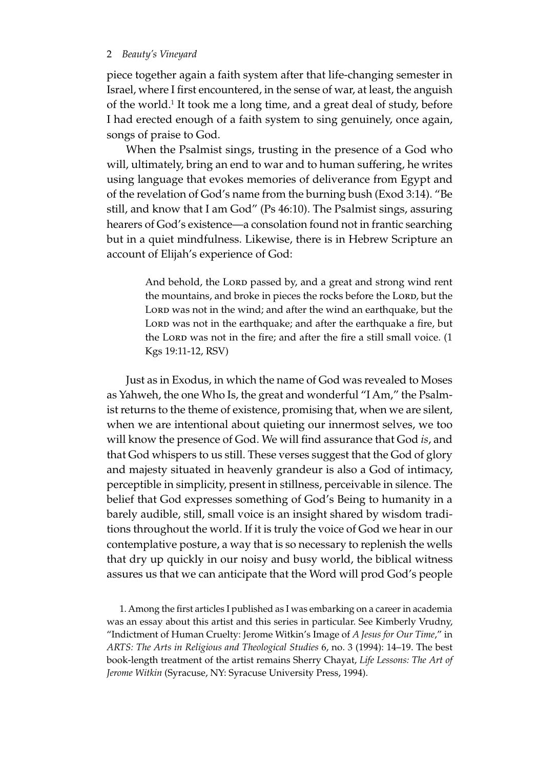piece together again a faith system after that life-changing semester in Israel, where I first encountered, in the sense of war, at least, the anguish of the world.[1] It took me a long time, and a great deal of study, before I had erected enough of a faith system to sing genuinely, once again, songs of praise to God.

When the Psalmist sings, trusting in the presence of a God who will, ultimately, bring an end to war and to human suffering, he writes using language that evokes memories of deliverance from Egypt and of the revelation of God's name from the burning bush (Exod 3:14). "Be still, and know that I am God" (Ps 46:10). The Psalmist sings, assuring hearers of God's existence—a consolation found not in frantic searching but in a quiet mindfulness. Likewise, there is in Hebrew Scripture an account of Elijah's experience of God:

> And behold, the Lord passed by, and a great and strong wind rent the mountains, and broke in pieces the rocks before the Lord, but the Lord was not in the wind; and after the wind an earthquake, but the Lord was not in the earthquake; and after the earthquake a fire, but the Lord was not in the fire; and after the fire a still small voice. (1 Kgs 19:11-12, RSV)

Just as in Exodus, in which the name of God was revealed to Moses as Yahweh, the one Who Is, the great and wonderful "I Am," the Psalmist returns to the theme of existence, promising that, when we are silent, when we are intentional about quieting our innermost selves, we too will know the presence of God. We will find assurance that God *is*, and that God whispers to us still. These verses suggest that the God of glory and majesty situated in heavenly grandeur is also a God of intimacy, perceptible in simplicity, present in stillness, perceivable in silence. The belief that God expresses something of God's Being to humanity in a barely audible, still, small voice is an insight shared by wisdom traditions throughout the world. If it is truly the voice of God we hear in our contemplative posture, a way that is so necessary to replenish the wells that dry up quickly in our noisy and busy world, the biblical witness assures us that we can anticipate that the Word will prod God's people

1. Among the first articles I published as I was embarking on a career in academia was an essay about this artist and this series in particular. See Kimberly Vrudny, "Indictment of Human Cruelty: Jerome Witkin's Image of *A Jesus for Our Time*," in *ARTS: The Arts in Religious and Theological Studies* 6, no. 3 (1994): 14–19. The best book-length treatment of the artist remains Sherry Chayat, *Life Lessons: The Art of Jerome Witkin* (Syracuse, NY: Syracuse University Press, 1994).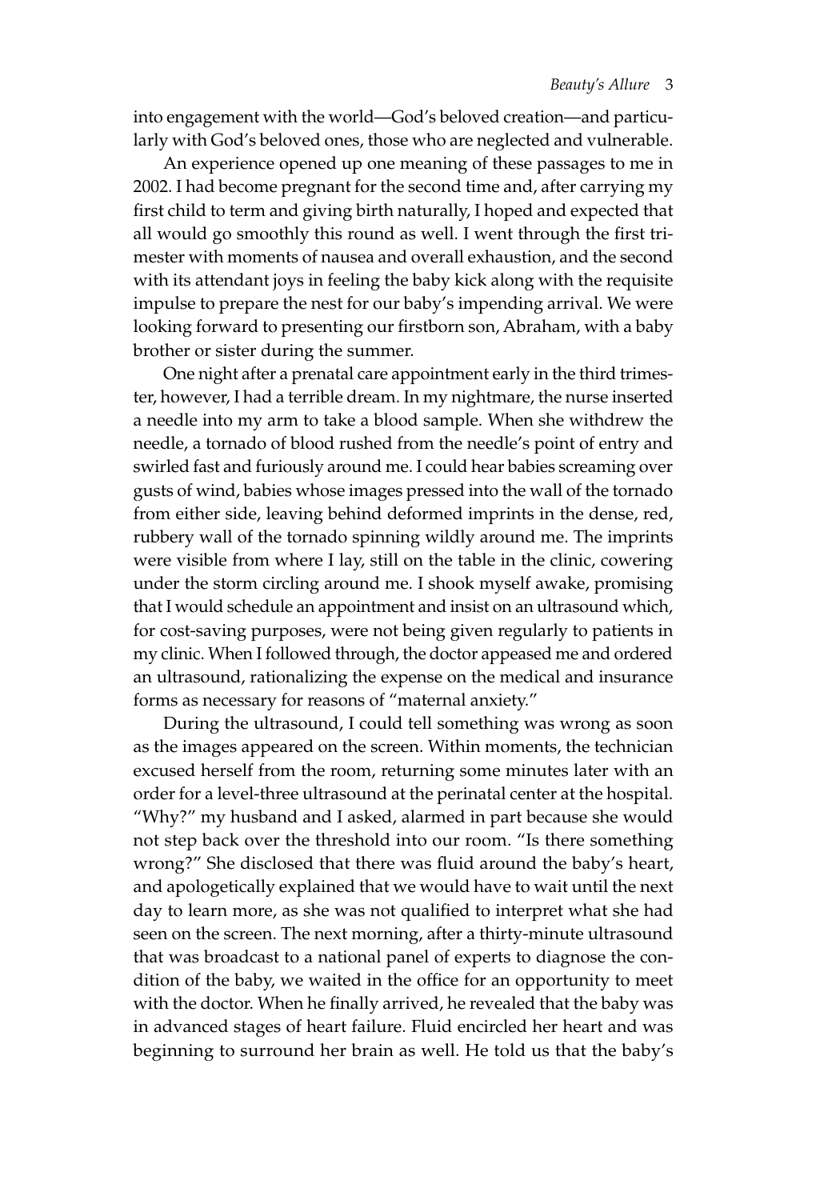into engagement with the world—God's beloved creation—and particularly with God's beloved ones, those who are neglected and vulnerable.

An experience opened up one meaning of these passages to me in 2002. I had become pregnant for the second time and, after carrying my first child to term and giving birth naturally, I hoped and expected that all would go smoothly this round as well. I went through the first trimester with moments of nausea and overall exhaustion, and the second with its attendant joys in feeling the baby kick along with the requisite impulse to prepare the nest for our baby's impending arrival. We were looking forward to presenting our firstborn son, Abraham, with a baby brother or sister during the summer.

One night after a prenatal care appointment early in the third trimester, however, I had a terrible dream. In my nightmare, the nurse inserted a needle into my arm to take a blood sample. When she withdrew the needle, a tornado of blood rushed from the needle's point of entry and swirled fast and furiously around me. I could hear babies screaming over gusts of wind, babies whose images pressed into the wall of the tornado from either side, leaving behind deformed imprints in the dense, red, rubbery wall of the tornado spinning wildly around me. The imprints were visible from where I lay, still on the table in the clinic, cowering under the storm circling around me. I shook myself awake, promising that I would schedule an appointment and insist on an ultrasound which, for cost-saving purposes, were not being given regularly to patients in my clinic. When I followed through, the doctor appeased me and ordered an ultrasound, rationalizing the expense on the medical and insurance forms as necessary for reasons of "maternal anxiety."

During the ultrasound, I could tell something was wrong as soon as the images appeared on the screen. Within moments, the technician excused herself from the room, returning some minutes later with an order for a level-three ultrasound at the perinatal center at the hospital. "Why?" my husband and I asked, alarmed in part because she would not step back over the threshold into our room. "Is there something wrong?" She disclosed that there was fluid around the baby's heart, and apologetically explained that we would have to wait until the next day to learn more, as she was not qualified to interpret what she had seen on the screen. The next morning, after a thirty-minute ultrasound that was broadcast to a national panel of experts to diagnose the condition of the baby, we waited in the office for an opportunity to meet with the doctor. When he finally arrived, he revealed that the baby was in advanced stages of heart failure. Fluid encircled her heart and was beginning to surround her brain as well. He told us that the baby's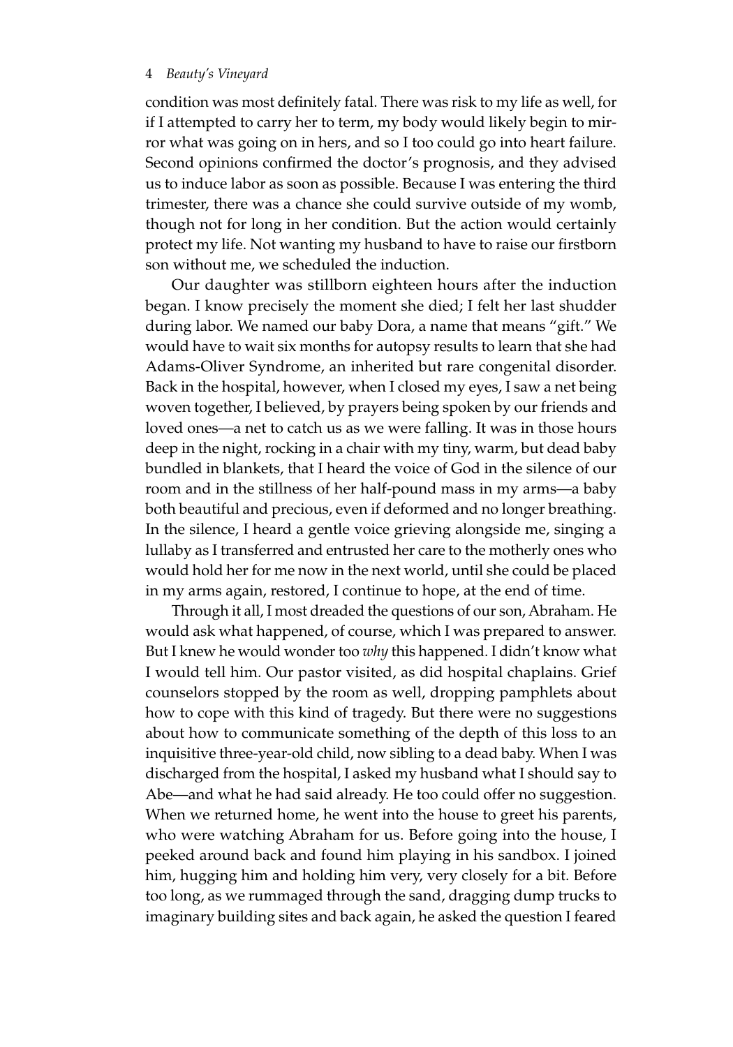condition was most definitely fatal. There was risk to my life as well, for if I attempted to carry her to term, my body would likely begin to mirror what was going on in hers, and so I too could go into heart failure. Second opinions confirmed the doctor's prognosis, and they advised us to induce labor as soon as possible. Because I was entering the third trimester, there was a chance she could survive outside of my womb, though not for long in her condition. But the action would certainly protect my life. Not wanting my husband to have to raise our firstborn son without me, we scheduled the induction.

Our daughter was stillborn eighteen hours after the induction began. I know precisely the moment she died; I felt her last shudder during labor. We named our baby Dora, a name that means "gift." We would have to wait six months for autopsy results to learn that she had Adams-Oliver Syndrome, an inherited but rare congenital disorder. Back in the hospital, however, when I closed my eyes, I saw a net being woven together, I believed, by prayers being spoken by our friends and loved ones—a net to catch us as we were falling. It was in those hours deep in the night, rocking in a chair with my tiny, warm, but dead baby bundled in blankets, that I heard the voice of God in the silence of our room and in the stillness of her half-pound mass in my arms—a baby both beautiful and precious, even if deformed and no longer breathing. In the silence, I heard a gentle voice grieving alongside me, singing a lullaby as I transferred and entrusted her care to the motherly ones who would hold her for me now in the next world, until she could be placed in my arms again, restored, I continue to hope, at the end of time.

Through it all, I most dreaded the questions of our son, Abraham. He would ask what happened, of course, which I was prepared to answer. But I knew he would wonder too *why* this happened. I didn't know what I would tell him. Our pastor visited, as did hospital chaplains. Grief counselors stopped by the room as well, dropping pamphlets about how to cope with this kind of tragedy. But there were no suggestions about how to communicate something of the depth of this loss to an inquisitive three-year-old child, now sibling to a dead baby. When I was discharged from the hospital, I asked my husband what I should say to Abe—and what he had said already. He too could offer no suggestion. When we returned home, he went into the house to greet his parents, who were watching Abraham for us. Before going into the house, I peeked around back and found him playing in his sandbox. I joined him, hugging him and holding him very, very closely for a bit. Before too long, as we rummaged through the sand, dragging dump trucks to imaginary building sites and back again, he asked the question I feared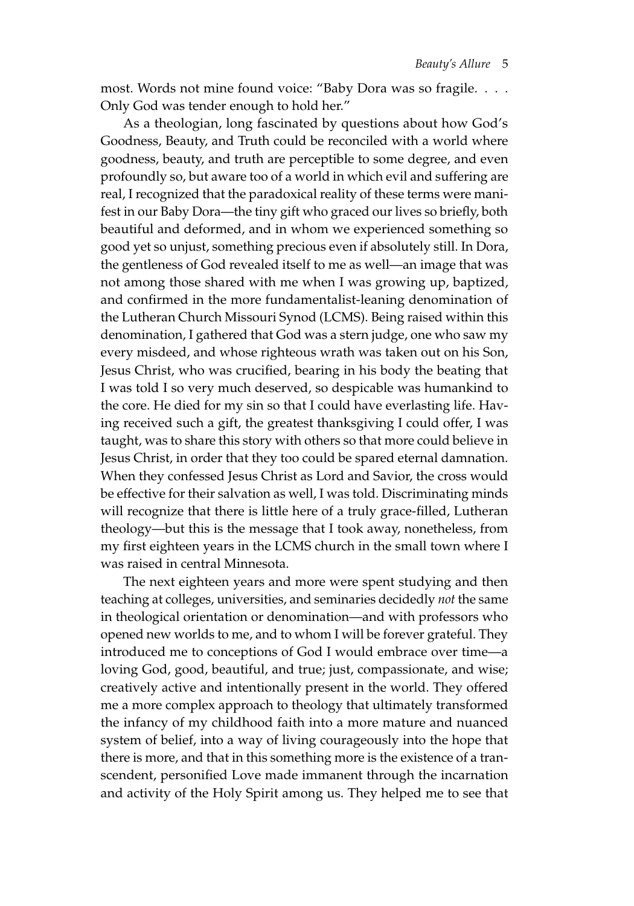most. Words not mine found voice: "Baby Dora was so fragile. . . . Only God was tender enough to hold her."

As a theologian, long fascinated by questions about how God's Goodness, Beauty, and Truth could be reconciled with a world where goodness, beauty, and truth are perceptible to some degree, and even profoundly so, but aware too of a world in which evil and suffering are real, I recognized that the paradoxical reality of these terms were manifest in our Baby Dora—the tiny gift who graced our lives so briefly, both beautiful and deformed, and in whom we experienced something so good yet so unjust, something precious even if absolutely still. In Dora, the gentleness of God revealed itself to me as well—an image that was not among those shared with me when I was growing up, baptized, and confirmed in the more fundamentalist-leaning denomination of the Lutheran Church Missouri Synod (LCMS). Being raised within this denomination, I gathered that God was a stern judge, one who saw my every misdeed, and whose righteous wrath was taken out on his Son, Jesus Christ, who was crucified, bearing in his body the beating that I was told I so very much deserved, so despicable was humankind to the core. He died for my sin so that I could have everlasting life. Having received such a gift, the greatest thanksgiving I could offer, I was taught, was to share this story with others so that more could believe in Jesus Christ, in order that they too could be spared eternal damnation. When they confessed Jesus Christ as Lord and Savior, the cross would be effective for their salvation as well, I was told. Discriminating minds will recognize that there is little here of a truly grace-filled, Lutheran theology—but this is the message that I took away, nonetheless, from my first eighteen years in the LCMS church in the small town where I was raised in central Minnesota.

The next eighteen years and more were spent studying and then teaching at colleges, universities, and seminaries decidedly *not* the same in theological orientation or denomination—and with professors who opened new worlds to me, and to whom I will be forever grateful. They introduced me to conceptions of God I would embrace over time—a loving God, good, beautiful, and true; just, compassionate, and wise; creatively active and intentionally present in the world. They offered me a more complex approach to theology that ultimately transformed the infancy of my childhood faith into a more mature and nuanced system of belief, into a way of living courageously into the hope that there is more, and that in this something more is the existence of a transcendent, personified Love made immanent through the incarnation and activity of the Holy Spirit among us. They helped me to see that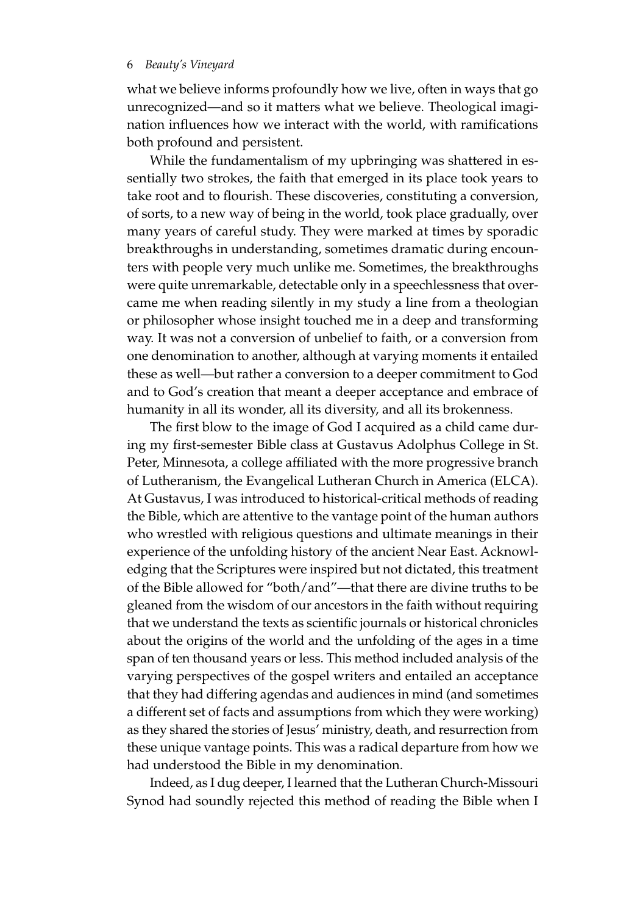what we believe informs profoundly how we live, often in ways that go unrecognized—and so it matters what we believe. Theological imagination influences how we interact with the world, with ramifications both profound and persistent.

While the fundamentalism of my upbringing was shattered in essentially two strokes, the faith that emerged in its place took years to take root and to flourish. These discoveries, constituting a conversion, of sorts, to a new way of being in the world, took place gradually, over many years of careful study. They were marked at times by sporadic breakthroughs in understanding, sometimes dramatic during encounters with people very much unlike me. Sometimes, the breakthroughs were quite unremarkable, detectable only in a speechlessness that overcame me when reading silently in my study a line from a theologian or philosopher whose insight touched me in a deep and transforming way. It was not a conversion of unbelief to faith, or a conversion from one denomination to another, although at varying moments it entailed these as well—but rather a conversion to a deeper commitment to God and to God's creation that meant a deeper acceptance and embrace of humanity in all its wonder, all its diversity, and all its brokenness.

The first blow to the image of God I acquired as a child came during my first-semester Bible class at Gustavus Adolphus College in St. Peter, Minnesota, a college affiliated with the more progressive branch of Lutheranism, the Evangelical Lutheran Church in America (ELCA). At Gustavus, I was introduced to historical-critical methods of reading the Bible, which are attentive to the vantage point of the human authors who wrestled with religious questions and ultimate meanings in their experience of the unfolding history of the ancient Near East. Acknowledging that the Scriptures were inspired but not dictated, this treatment of the Bible allowed for "both/and"—that there are divine truths to be gleaned from the wisdom of our ancestors in the faith without requiring that we understand the texts as scientific journals or historical chronicles about the origins of the world and the unfolding of the ages in a time span of ten thousand years or less. This method included analysis of the varying perspectives of the gospel writers and entailed an acceptance that they had differing agendas and audiences in mind (and sometimes a different set of facts and assumptions from which they were working) as they shared the stories of Jesus' ministry, death, and resurrection from these unique vantage points. This was a radical departure from how we had understood the Bible in my denomination.

Indeed, as I dug deeper, I learned that the Lutheran Church-Missouri Synod had soundly rejected this method of reading the Bible when I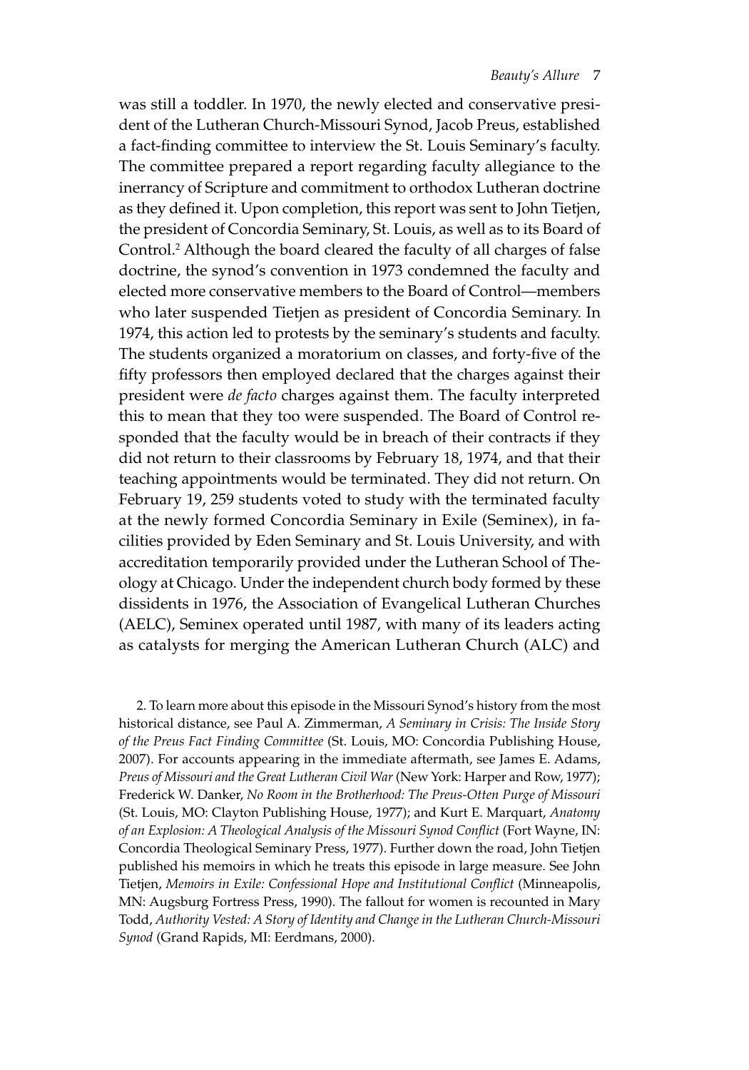was still a toddler. In 1970, the newly elected and conservative president of the Lutheran Church-Missouri Synod, Jacob Preus, established a fact-finding committee to interview the St. Louis Seminary's faculty. The committee prepared a report regarding faculty allegiance to the inerrancy of Scripture and commitment to orthodox Lutheran doctrine as they defined it. Upon completion, this report was sent to John Tietjen, the president of Concordia Seminary, St. Louis, as well as to its Board of Control.[2] Although the board cleared the faculty of all charges of false doctrine, the synod's convention in 1973 condemned the faculty and elected more conservative members to the Board of Control—members who later suspended Tietjen as president of Concordia Seminary. In 1974, this action led to protests by the seminary's students and faculty. The students organized a moratorium on classes, and forty-five of the fifty professors then employed declared that the charges against their president were *de facto* charges against them. The faculty interpreted this to mean that they too were suspended. The Board of Control responded that the faculty would be in breach of their contracts if they did not return to their classrooms by February 18, 1974, and that their teaching appointments would be terminated. They did not return. On February 19, 259 students voted to study with the terminated faculty at the newly formed Concordia Seminary in Exile (Seminex), in facilities provided by Eden Seminary and St. Louis University, and with accreditation temporarily provided under the Lutheran School of Theology at Chicago. Under the independent church body formed by these dissidents in 1976, the Association of Evangelical Lutheran Churches (AELC), Seminex operated until 1987, with many of its leaders acting as catalysts for merging the American Lutheran Church (ALC) and

2. To learn more about this episode in the Missouri Synod's history from the most historical distance, see Paul A. Zimmerman, *A Seminary in Crisis: The Inside Story of the Preus Fact Finding Committee* (St. Louis, MO: Concordia Publishing House, 2007). For accounts appearing in the immediate aftermath, see James E. Adams, *Preus of Missouri and the Great Lutheran Civil War* (New York: Harper and Row, 1977); Frederick W. Danker, *No Room in the Brotherhood: The Preus-Otten Purge of Missouri* (St. Louis, MO: Clayton Publishing House, 1977); and Kurt E. Marquart, *Anatomy of an Explosion: A Theological Analysis of the Missouri Synod Conflict* (Fort Wayne, IN: Concordia Theological Seminary Press, 1977). Further down the road, John Tietjen published his memoirs in which he treats this episode in large measure. See John Tietjen, *Memoirs in Exile: Confessional Hope and Institutional Conflict* (Minneapolis, MN: Augsburg Fortress Press, 1990). The fallout for women is recounted in Mary Todd, *Authority Vested: A Story of Identity and Change in the Lutheran Church-Missouri Synod* (Grand Rapids, MI: Eerdmans, 2000).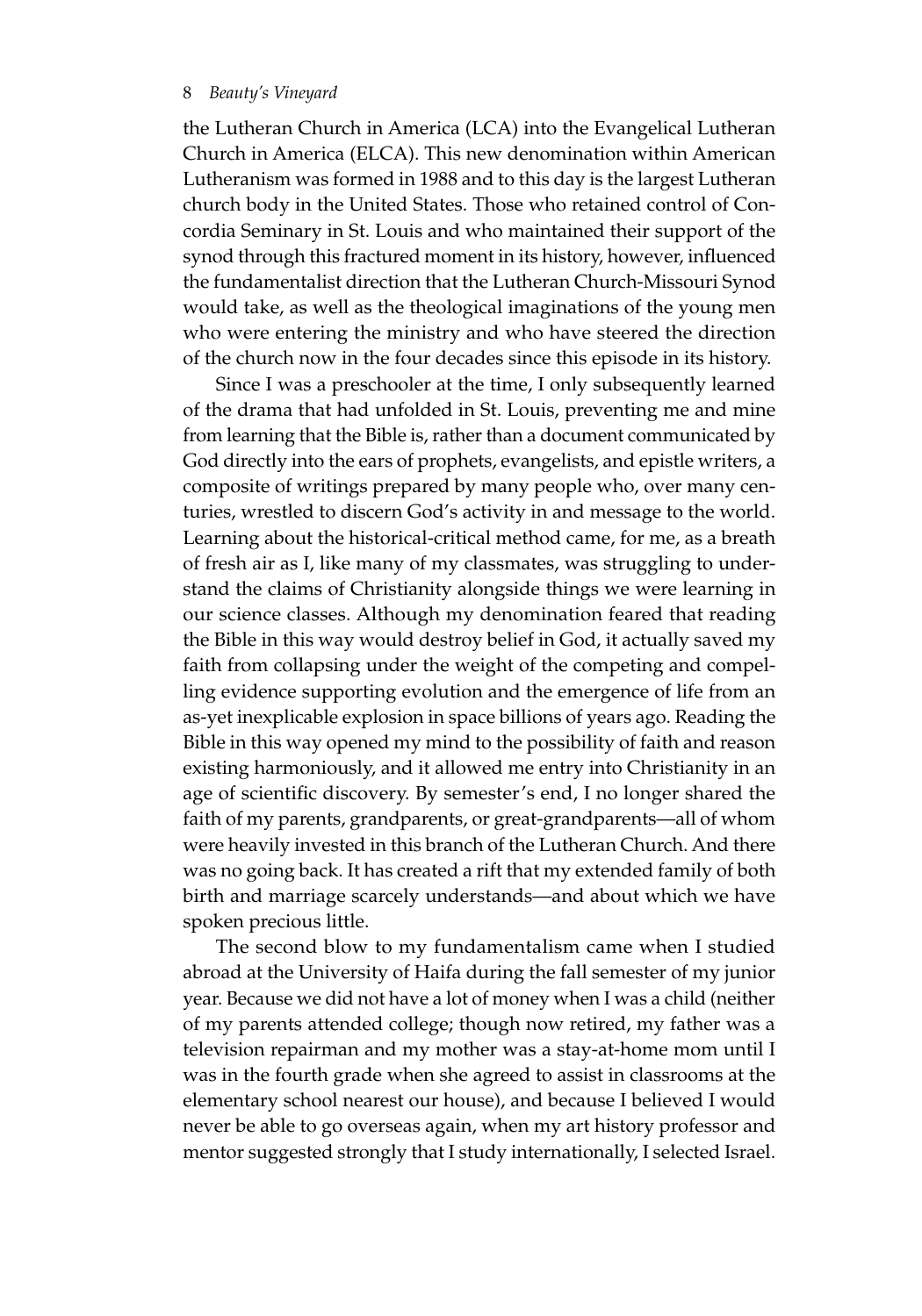the Lutheran Church in America (LCA) into the Evangelical Lutheran Church in America (ELCA). This new denomination within American Lutheranism was formed in 1988 and to this day is the largest Lutheran church body in the United States. Those who retained control of Concordia Seminary in St. Louis and who maintained their support of the synod through this fractured moment in its history, however, influenced the fundamentalist direction that the Lutheran Church-Missouri Synod would take, as well as the theological imaginations of the young men who were entering the ministry and who have steered the direction of the church now in the four decades since this episode in its history.

Since I was a preschooler at the time, I only subsequently learned of the drama that had unfolded in St. Louis, preventing me and mine from learning that the Bible is, rather than a document communicated by God directly into the ears of prophets, evangelists, and epistle writers, a composite of writings prepared by many people who, over many centuries, wrestled to discern God's activity in and message to the world. Learning about the historical-critical method came, for me, as a breath of fresh air as I, like many of my classmates, was struggling to understand the claims of Christianity alongside things we were learning in our science classes. Although my denomination feared that reading the Bible in this way would destroy belief in God, it actually saved my faith from collapsing under the weight of the competing and compelling evidence supporting evolution and the emergence of life from an as-yet inexplicable explosion in space billions of years ago. Reading the Bible in this way opened my mind to the possibility of faith and reason existing harmoniously, and it allowed me entry into Christianity in an age of scientific discovery. By semester's end, I no longer shared the faith of my parents, grandparents, or great-grandparents—all of whom were heavily invested in this branch of the Lutheran Church. And there was no going back. It has created a rift that my extended family of both birth and marriage scarcely understands—and about which we have spoken precious little.

The second blow to my fundamentalism came when I studied abroad at the University of Haifa during the fall semester of my junior year. Because we did not have a lot of money when I was a child (neither of my parents attended college; though now retired, my father was a television repairman and my mother was a stay-at-home mom until I was in the fourth grade when she agreed to assist in classrooms at the elementary school nearest our house), and because I believed I would never be able to go overseas again, when my art history professor and mentor suggested strongly that I study internationally, I selected Israel.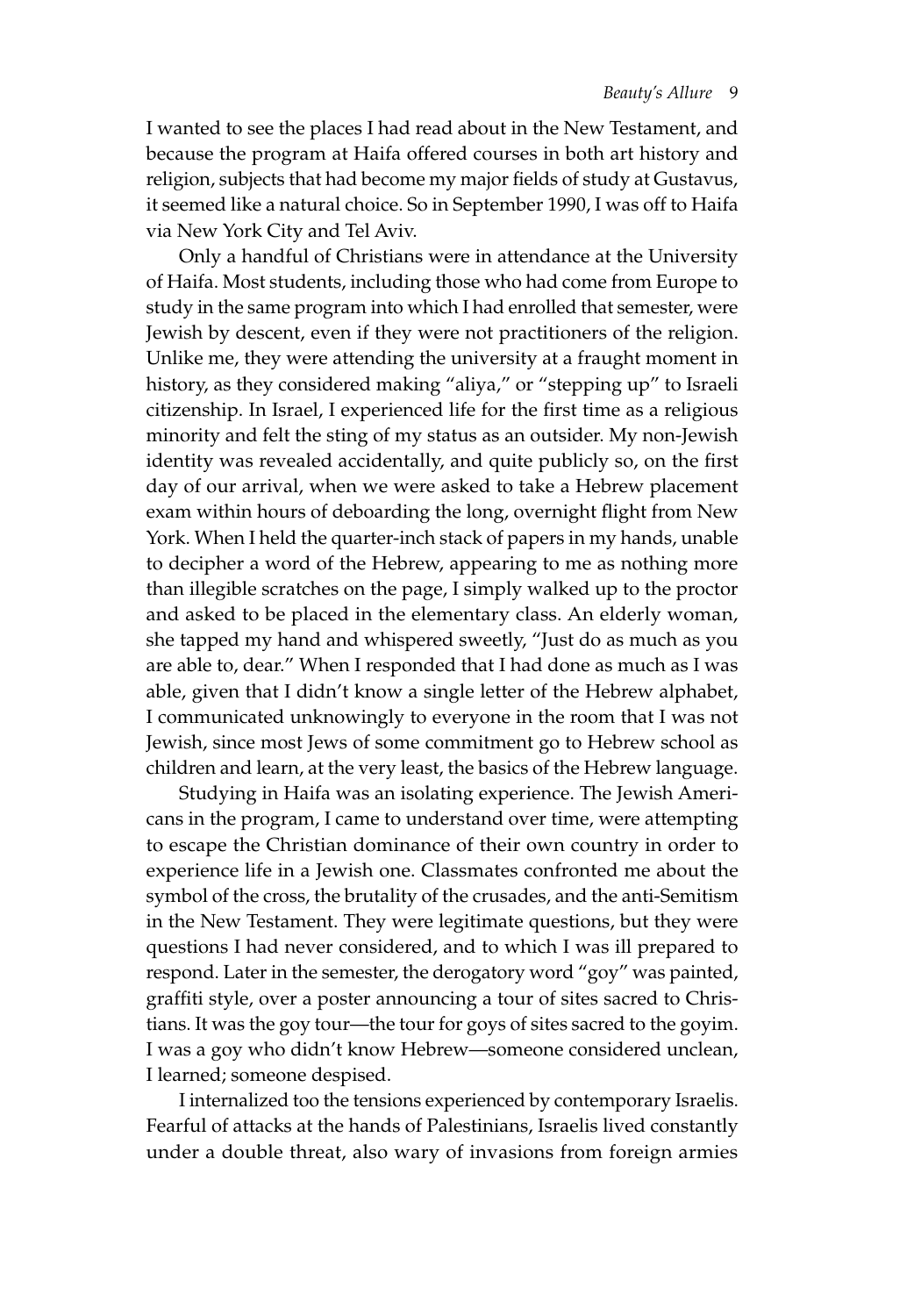I wanted to see the places I had read about in the New Testament, and because the program at Haifa offered courses in both art history and religion, subjects that had become my major fields of study at Gustavus, it seemed like a natural choice. So in September 1990, I was off to Haifa via New York City and Tel Aviv.

Only a handful of Christians were in attendance at the University of Haifa. Most students, including those who had come from Europe to study in the same program into which I had enrolled that semester, were Jewish by descent, even if they were not practitioners of the religion. Unlike me, they were attending the university at a fraught moment in history, as they considered making "aliya," or "stepping up" to Israeli citizenship. In Israel, I experienced life for the first time as a religious minority and felt the sting of my status as an outsider. My non-Jewish identity was revealed accidentally, and quite publicly so, on the first day of our arrival, when we were asked to take a Hebrew placement exam within hours of deboarding the long, overnight flight from New York. When I held the quarter-inch stack of papers in my hands, unable to decipher a word of the Hebrew, appearing to me as nothing more than illegible scratches on the page, I simply walked up to the proctor and asked to be placed in the elementary class. An elderly woman, she tapped my hand and whispered sweetly, "Just do as much as you are able to, dear." When I responded that I had done as much as I was able, given that I didn't know a single letter of the Hebrew alphabet, I communicated unknowingly to everyone in the room that I was not Jewish, since most Jews of some commitment go to Hebrew school as children and learn, at the very least, the basics of the Hebrew language.

Studying in Haifa was an isolating experience. The Jewish Americans in the program, I came to understand over time, were attempting to escape the Christian dominance of their own country in order to experience life in a Jewish one. Classmates confronted me about the symbol of the cross, the brutality of the crusades, and the anti-Semitism in the New Testament. They were legitimate questions, but they were questions I had never considered, and to which I was ill prepared to respond. Later in the semester, the derogatory word "goy" was painted, graffiti style, over a poster announcing a tour of sites sacred to Christians. It was the goy tour—the tour for goys of sites sacred to the goyim. I was a goy who didn't know Hebrew—someone considered unclean, I learned; someone despised.

I internalized too the tensions experienced by contemporary Israelis. Fearful of attacks at the hands of Palestinians, Israelis lived constantly under a double threat, also wary of invasions from foreign armies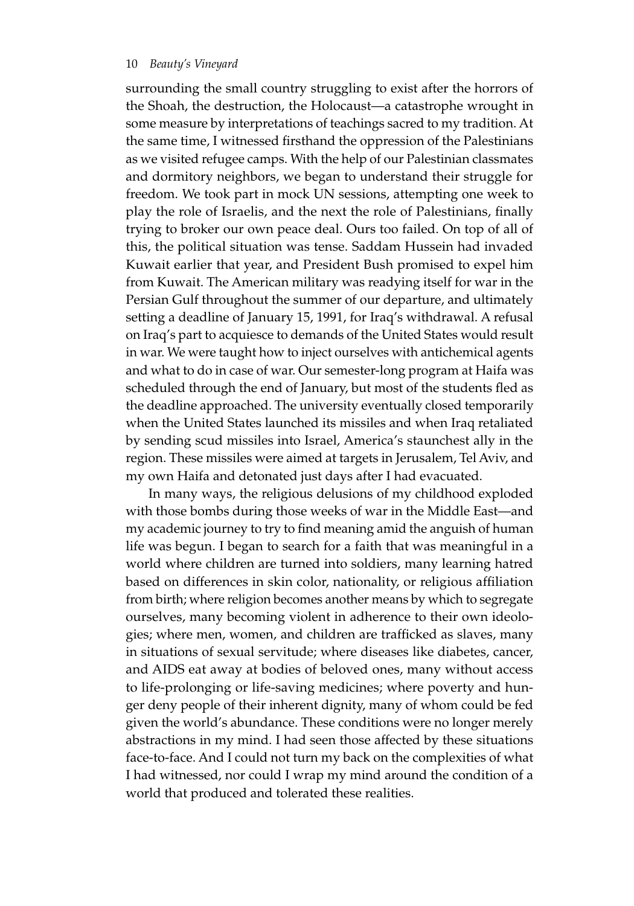surrounding the small country struggling to exist after the horrors of the Shoah, the destruction, the Holocaust—a catastrophe wrought in some measure by interpretations of teachings sacred to my tradition. At the same time, I witnessed firsthand the oppression of the Palestinians as we visited refugee camps. With the help of our Palestinian classmates and dormitory neighbors, we began to understand their struggle for freedom. We took part in mock UN sessions, attempting one week to play the role of Israelis, and the next the role of Palestinians, finally trying to broker our own peace deal. Ours too failed. On top of all of this, the political situation was tense. Saddam Hussein had invaded Kuwait earlier that year, and President Bush promised to expel him from Kuwait. The American military was readying itself for war in the Persian Gulf throughout the summer of our departure, and ultimately setting a deadline of January 15, 1991, for Iraq's withdrawal. A refusal on Iraq's part to acquiesce to demands of the United States would result in war. We were taught how to inject ourselves with antichemical agents and what to do in case of war. Our semester-long program at Haifa was scheduled through the end of January, but most of the students fled as the deadline approached. The university eventually closed temporarily when the United States launched its missiles and when Iraq retaliated by sending scud missiles into Israel, America's staunchest ally in the region. These missiles were aimed at targets in Jerusalem, Tel Aviv, and my own Haifa and detonated just days after I had evacuated.

In many ways, the religious delusions of my childhood exploded with those bombs during those weeks of war in the Middle East—and my academic journey to try to find meaning amid the anguish of human life was begun. I began to search for a faith that was meaningful in a world where children are turned into soldiers, many learning hatred based on differences in skin color, nationality, or religious affiliation from birth; where religion becomes another means by which to segregate ourselves, many becoming violent in adherence to their own ideologies; where men, women, and children are trafficked as slaves, many in situations of sexual servitude; where diseases like diabetes, cancer, and AIDS eat away at bodies of beloved ones, many without access to life-prolonging or life-saving medicines; where poverty and hunger deny people of their inherent dignity, many of whom could be fed given the world's abundance. These conditions were no longer merely abstractions in my mind. I had seen those affected by these situations face-to-face. And I could not turn my back on the complexities of what I had witnessed, nor could I wrap my mind around the condition of a world that produced and tolerated these realities.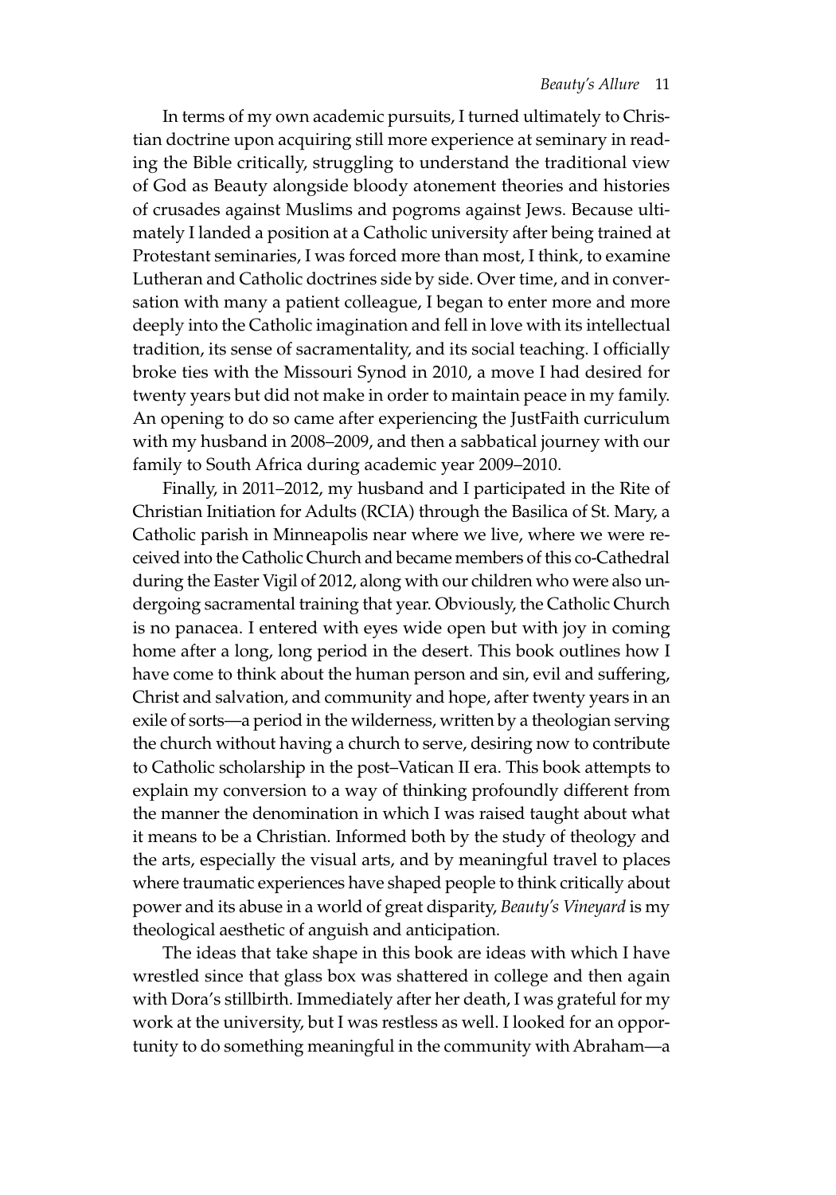In terms of my own academic pursuits, I turned ultimately to Christian doctrine upon acquiring still more experience at seminary in reading the Bible critically, struggling to understand the traditional view of God as Beauty alongside bloody atonement theories and histories of crusades against Muslims and pogroms against Jews. Because ultimately I landed a position at a Catholic university after being trained at Protestant seminaries, I was forced more than most, I think, to examine Lutheran and Catholic doctrines side by side. Over time, and in conversation with many a patient colleague, I began to enter more and more deeply into the Catholic imagination and fell in love with its intellectual tradition, its sense of sacramentality, and its social teaching. I officially broke ties with the Missouri Synod in 2010, a move I had desired for twenty years but did not make in order to maintain peace in my family. An opening to do so came after experiencing the JustFaith curriculum with my husband in 2008–2009, and then a sabbatical journey with our family to South Africa during academic year 2009–2010.

Finally, in 2011–2012, my husband and I participated in the Rite of Christian Initiation for Adults (RCIA) through the Basilica of St. Mary, a Catholic parish in Minneapolis near where we live, where we were received into the Catholic Church and became members of this co-Cathedral during the Easter Vigil of 2012, along with our children who were also undergoing sacramental training that year. Obviously, the Catholic Church is no panacea. I entered with eyes wide open but with joy in coming home after a long, long period in the desert. This book outlines how I have come to think about the human person and sin, evil and suffering, Christ and salvation, and community and hope, after twenty years in an exile of sorts—a period in the wilderness, written by a theologian serving the church without having a church to serve, desiring now to contribute to Catholic scholarship in the post–Vatican II era. This book attempts to explain my conversion to a way of thinking profoundly different from the manner the denomination in which I was raised taught about what it means to be a Christian. Informed both by the study of theology and the arts, especially the visual arts, and by meaningful travel to places where traumatic experiences have shaped people to think critically about power and its abuse in a world of great disparity, *Beauty's Vineyard* is my theological aesthetic of anguish and anticipation.

The ideas that take shape in this book are ideas with which I have wrestled since that glass box was shattered in college and then again with Dora's stillbirth. Immediately after her death, I was grateful for my work at the university, but I was restless as well. I looked for an opportunity to do something meaningful in the community with Abraham—a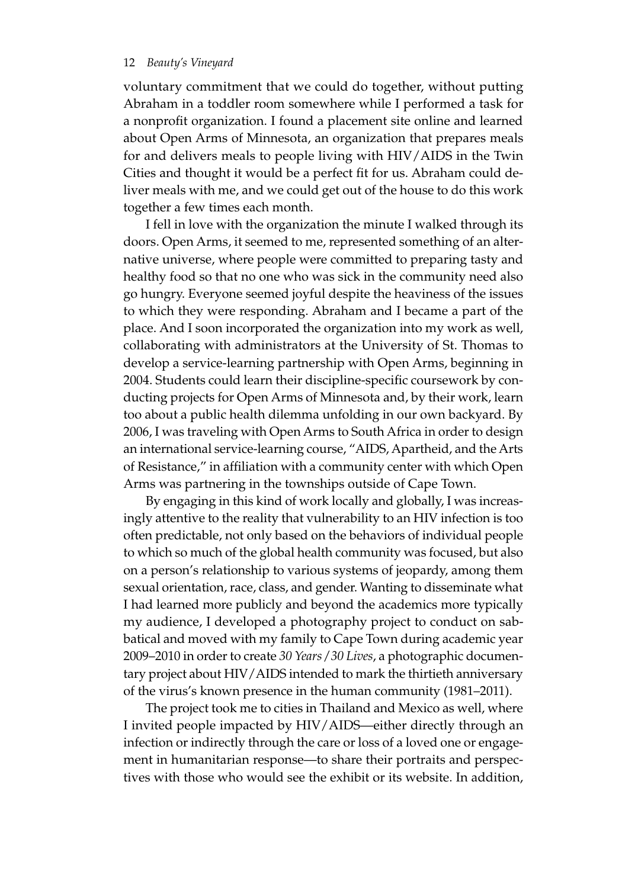voluntary commitment that we could do together, without putting Abraham in a toddler room somewhere while I performed a task for a nonprofit organization. I found a placement site online and learned about Open Arms of Minnesota, an organization that prepares meals for and delivers meals to people living with HIV/AIDS in the Twin Cities and thought it would be a perfect fit for us. Abraham could deliver meals with me, and we could get out of the house to do this work together a few times each month.

I fell in love with the organization the minute I walked through its doors. Open Arms, it seemed to me, represented something of an alternative universe, where people were committed to preparing tasty and healthy food so that no one who was sick in the community need also go hungry. Everyone seemed joyful despite the heaviness of the issues to which they were responding. Abraham and I became a part of the place. And I soon incorporated the organization into my work as well, collaborating with administrators at the University of St. Thomas to develop a service-learning partnership with Open Arms, beginning in 2004. Students could learn their discipline-specific coursework by conducting projects for Open Arms of Minnesota and, by their work, learn too about a public health dilemma unfolding in our own backyard. By 2006, I was traveling with Open Arms to South Africa in order to design an international service-learning course, "AIDS, Apartheid, and the Arts of Resistance," in affiliation with a community center with which Open Arms was partnering in the townships outside of Cape Town.

By engaging in this kind of work locally and globally, I was increasingly attentive to the reality that vulnerability to an HIV infection is too often predictable, not only based on the behaviors of individual people to which so much of the global health community was focused, but also on a person's relationship to various systems of jeopardy, among them sexual orientation, race, class, and gender. Wanting to disseminate what I had learned more publicly and beyond the academics more typically my audience, I developed a photography project to conduct on sabbatical and moved with my family to Cape Town during academic year 2009–2010 in order to create *30 Years/30 Lives*, a photographic documentary project about HIV/AIDS intended to mark the thirtieth anniversary of the virus's known presence in the human community (1981–2011).

The project took me to cities in Thailand and Mexico as well, where I invited people impacted by HIV/AIDS—either directly through an infection or indirectly through the care or loss of a loved one or engagement in humanitarian response—to share their portraits and perspectives with those who would see the exhibit or its website. In addition,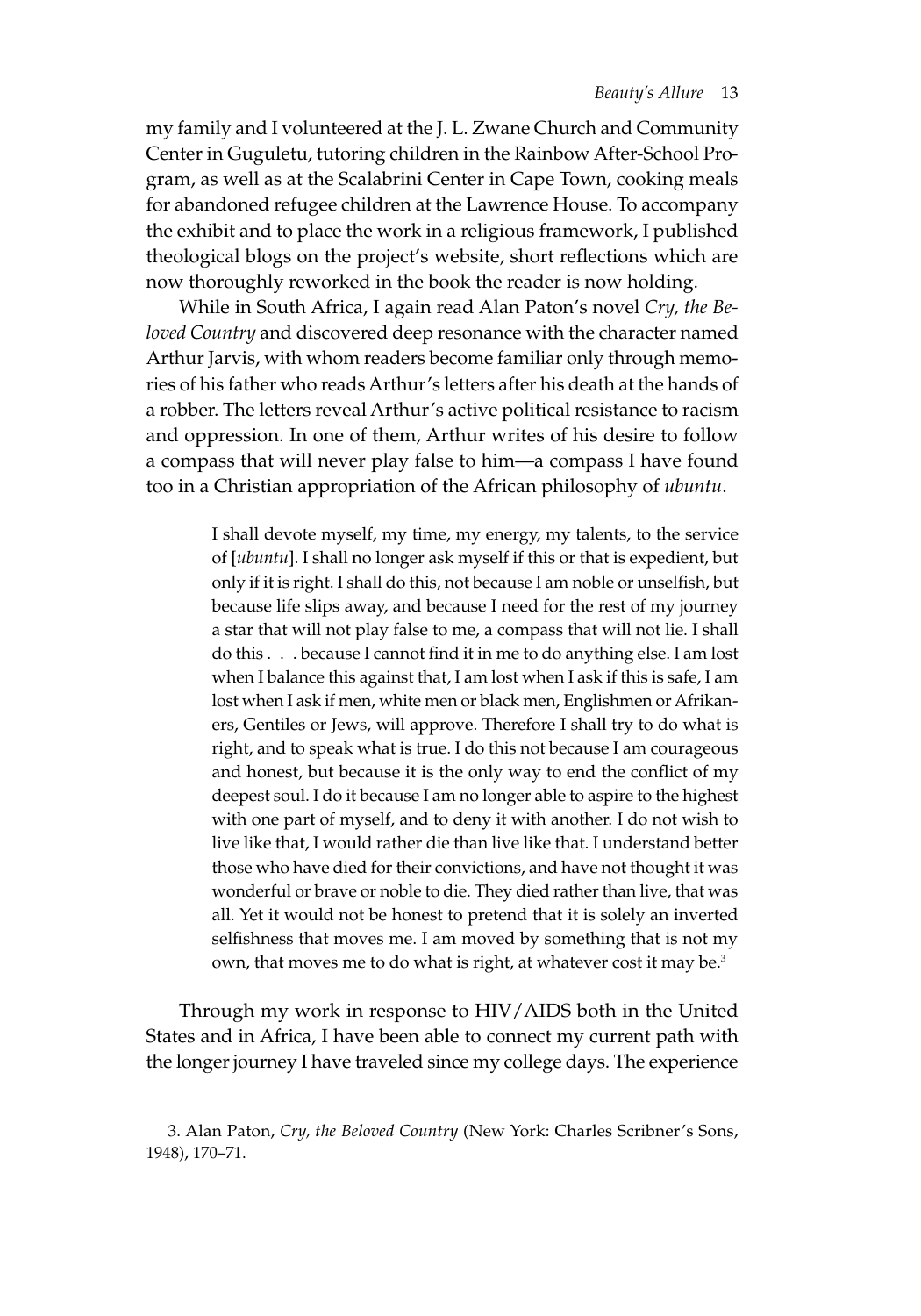my family and I volunteered at the J. L. Zwane Church and Community Center in Guguletu, tutoring children in the Rainbow After-School Program, as well as at the Scalabrini Center in Cape Town, cooking meals for abandoned refugee children at the Lawrence House. To accompany the exhibit and to place the work in a religious framework, I published theological blogs on the project's website, short reflections which are now thoroughly reworked in the book the reader is now holding.

While in South Africa, I again read Alan Paton's novel *Cry, the Beloved Country* and discovered deep resonance with the character named Arthur Jarvis, with whom readers become familiar only through memories of his father who reads Arthur's letters after his death at the hands of a robber. The letters reveal Arthur's active political resistance to racism and oppression. In one of them, Arthur writes of his desire to follow a compass that will never play false to him—a compass I have found too in a Christian appropriation of the African philosophy of *ubuntu*.

> I shall devote myself, my time, my energy, my talents, to the service of [*ubuntu*]. I shall no longer ask myself if this or that is expedient, but only if it is right. I shall do this, not because I am noble or unselfish, but because life slips away, and because I need for the rest of my journey a star that will not play false to me, a compass that will not lie. I shall do this . . . because I cannot find it in me to do anything else. I am lost when I balance this against that, I am lost when I ask if this is safe, I am lost when I ask if men, white men or black men, Englishmen or Afrikaners, Gentiles or Jews, will approve. Therefore I shall try to do what is right, and to speak what is true. I do this not because I am courageous and honest, but because it is the only way to end the conflict of my deepest soul. I do it because I am no longer able to aspire to the highest with one part of myself, and to deny it with another. I do not wish to live like that, I would rather die than live like that. I understand better those who have died for their convictions, and have not thought it was wonderful or brave or noble to die. They died rather than live, that was all. Yet it would not be honest to pretend that it is solely an inverted selfishness that moves me. I am moved by something that is not my own, that moves me to do what is right, at whatever cost it may be.[3]

Through my work in response to HIV/AIDS both in the United States and in Africa, I have been able to connect my current path with the longer journey I have traveled since my college days. The experience

3. Alan Paton, *Cry, the Beloved Country* (New York: Charles Scribner's Sons, 1948), 170–71.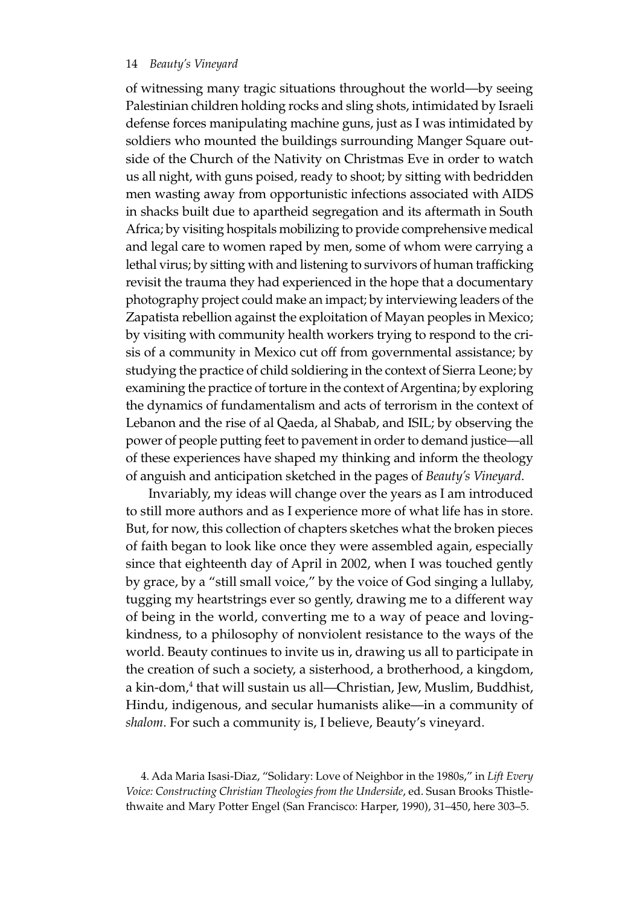of witnessing many tragic situations throughout the world—by seeing Palestinian children holding rocks and sling shots, intimidated by Israeli defense forces manipulating machine guns, just as I was intimidated by soldiers who mounted the buildings surrounding Manger Square outside of the Church of the Nativity on Christmas Eve in order to watch us all night, with guns poised, ready to shoot; by sitting with bedridden men wasting away from opportunistic infections associated with AIDS in shacks built due to apartheid segregation and its aftermath in South Africa; by visiting hospitals mobilizing to provide comprehensive medical and legal care to women raped by men, some of whom were carrying a lethal virus; by sitting with and listening to survivors of human trafficking revisit the trauma they had experienced in the hope that a documentary photography project could make an impact; by interviewing leaders of the Zapatista rebellion against the exploitation of Mayan peoples in Mexico; by visiting with community health workers trying to respond to the crisis of a community in Mexico cut off from governmental assistance; by studying the practice of child soldiering in the context of Sierra Leone; by examining the practice of torture in the context of Argentina; by exploring the dynamics of fundamentalism and acts of terrorism in the context of Lebanon and the rise of al Qaeda, al Shabab, and ISIL; by observing the power of people putting feet to pavement in order to demand justice—all of these experiences have shaped my thinking and inform the theology of anguish and anticipation sketched in the pages of *Beauty's Vineyard*.

Invariably, my ideas will change over the years as I am introduced to still more authors and as I experience more of what life has in store. But, for now, this collection of chapters sketches what the broken pieces of faith began to look like once they were assembled again, especially since that eighteenth day of April in 2002, when I was touched gently by grace, by a "still small voice," by the voice of God singing a lullaby, tugging my heartstrings ever so gently, drawing me to a different way of being in the world, converting me to a way of peace and loving-kindness, to a philosophy of nonviolent resistance to the ways of the world. Beauty continues to invite us in, drawing us all to participate in the creation of such a society, a sisterhood, a brotherhood, a kingdom, a kin-dom,[4] that will sustain us all—Christian, Jew, Muslim, Buddhist, Hindu, indigenous, and secular humanists alike—in a community of *shalom*. For such a community is, I believe, Beauty's vineyard.

4. Ada Maria Isasi-Diaz, "Solidary: Love of Neighbor in the 1980s," in *Lift Every Voice: Constructing Christian Theologies from the Underside*, ed. Susan Brooks Thistlethwaite and Mary Potter Engel (San Francisco: Harper, 1990), 31–450, here 303–5.